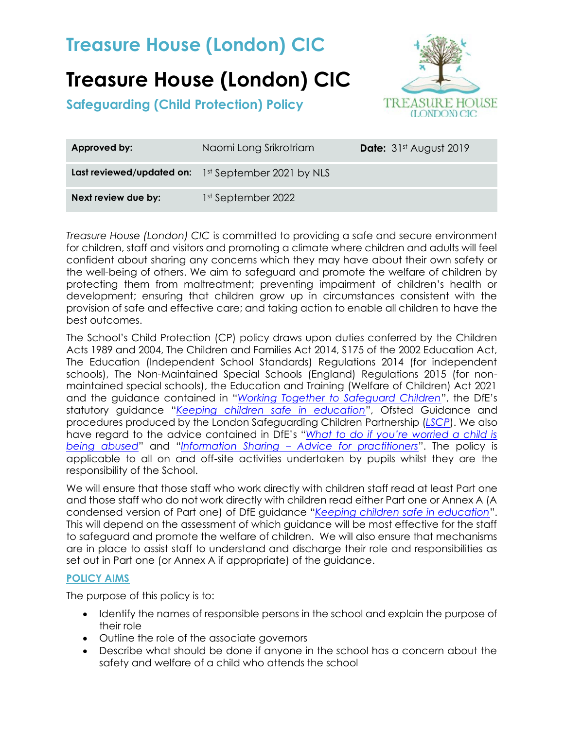# Treasure House (London) CIC

# Treasure House (London) CIC

## Safeguarding (Child Protection) Policy

| Approved by: | Naomi Long Srikrotriam | Date: 31st August 2019 |
|---|---|---|
| Last reviewed/updated on: | 1st September 2021 by NLS | |
| Next review due by: | 1st September 2022 | |

*Treasure House (London) CIC* is committed to providing a safe and secure environment for children, staff and visitors and promoting a climate where children and adults will feel confident about sharing any concerns which they may have about their own safety or the well-being of others. We aim to safeguard and promote the welfare of children by protecting them from maltreatment; preventing impairment of children's health or development; ensuring that children grow up in circumstances consistent with the provision of safe and effective care; and taking action to enable all children to have the best outcomes.

The School's Child Protection (CP) policy draws upon duties conferred by the Children Acts 1989 and 2004, The Children and Families Act 2014, S175 of the 2002 Education Act, The Education (Independent School Standards) Regulations 2014 (for independent schools), The Non-Maintained Special Schools (England) Regulations 2015 (for non-maintained special schools), the Education and Training (Welfare of Children) Act 2021 and the guidance contained in "*Working Together to Safeguard Children*", the DfE's statutory guidance "*Keeping children safe in education*", Ofsted Guidance and procedures produced by the London Safeguarding Children Partnership (*LSCP*). We also have regard to the advice contained in DfE's "*What to do if you're worried a child is being abused*" and "*Information Sharing – Advice for practitioners*". The policy is applicable to all on and off-site activities undertaken by pupils whilst they are the responsibility of the School.

We will ensure that those staff who work directly with children staff read at least Part one and those staff who do not work directly with children read either Part one or Annex A (A condensed version of Part one) of DfE guidance "*Keeping children safe in education*". This will depend on the assessment of which guidance will be most effective for the staff to safeguard and promote the welfare of children. We will also ensure that mechanisms are in place to assist staff to understand and discharge their role and responsibilities as set out in Part one (or Annex A if appropriate) of the guidance.

### POLICY AIMS

The purpose of this policy is to:

- Identify the names of responsible persons in the school and explain the purpose of their role
- Outline the role of the associate governors
- Describe what should be done if anyone in the school has a concern about the safety and welfare of a child who attends the school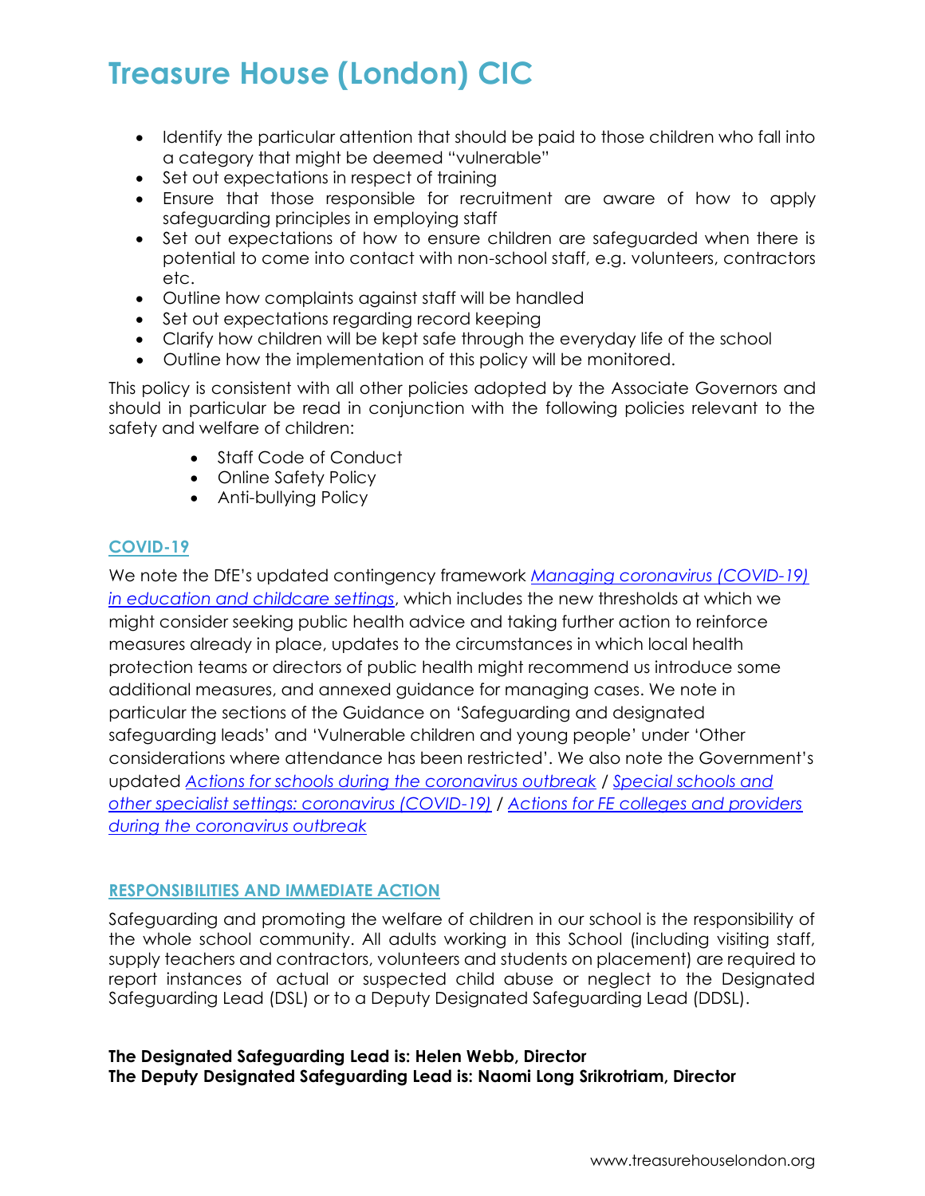- Identify the particular attention that should be paid to those children who fall into a category that might be deemed "vulnerable"
- Set out expectations in respect of training
- Ensure that those responsible for recruitment are aware of how to apply safeguarding principles in employing staff
- Set out expectations of how to ensure children are safeguarded when there is potential to come into contact with non-school staff, e.g. volunteers, contractors etc.
- Outline how complaints against staff will be handled
- Set out expectations regarding record keeping
- Clarify how children will be kept safe through the everyday life of the school
- Outline how the implementation of this policy will be monitored.

This policy is consistent with all other policies adopted by the Associate Governors and should in particular be read in conjunction with the following policies relevant to the safety and welfare of children:

- Staff Code of Conduct
- Online Safety Policy
- Anti-bullying Policy

## COVID-19

We note the DfE's updated contingency framework *Managing coronavirus (COVID-19) in education and childcare settings*, which includes the new thresholds at which we might consider seeking public health advice and taking further action to reinforce measures already in place, updates to the circumstances in which local health protection teams or directors of public health might recommend us introduce some additional measures, and annexed guidance for managing cases. We note in particular the sections of the Guidance on 'Safeguarding and designated safeguarding leads' and 'Vulnerable children and young people' under 'Other considerations where attendance has been restricted'. We also note the Government's updated *Actions for schools during the coronavirus outbreak* / *Special schools and other specialist settings: coronavirus (COVID-19)* / *Actions for FE colleges and providers during the coronavirus outbreak*

## RESPONSIBILITIES AND IMMEDIATE ACTION

Safeguarding and promoting the welfare of children in our school is the responsibility of the whole school community. All adults working in this School (including visiting staff, supply teachers and contractors, volunteers and students on placement) are required to report instances of actual or suspected child abuse or neglect to the Designated Safeguarding Lead (DSL) or to a Deputy Designated Safeguarding Lead (DDSL).

**The Designated Safeguarding Lead is: Helen Webb, Director**
**The Deputy Designated Safeguarding Lead is: Naomi Long Srikrotriam, Director**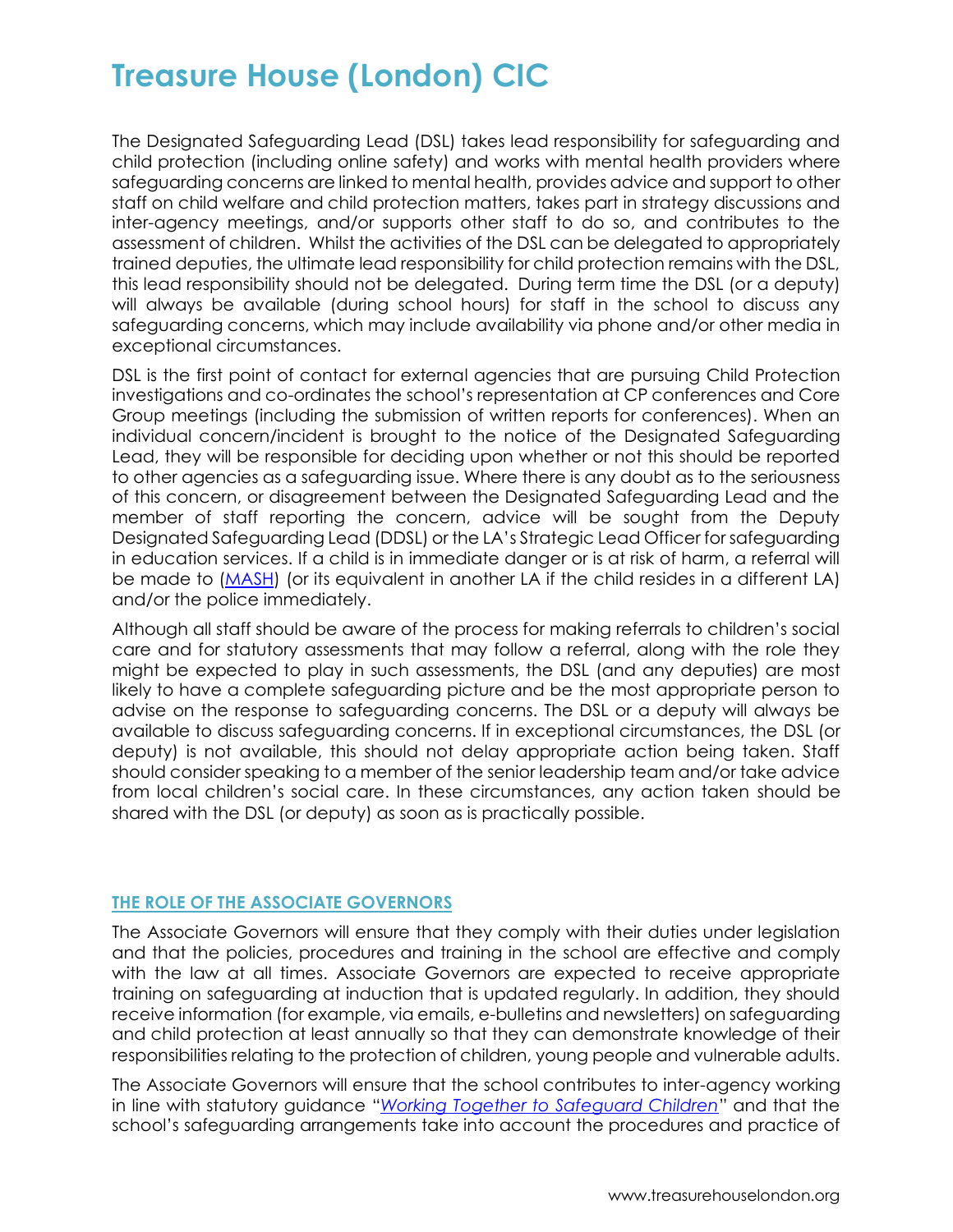The Designated Safeguarding Lead (DSL) takes lead responsibility for safeguarding and child protection (including online safety) and works with mental health providers where safeguarding concerns are linked to mental health, provides advice and support to other staff on child welfare and child protection matters, takes part in strategy discussions and inter-agency meetings, and/or supports other staff to do so, and contributes to the assessment of children. Whilst the activities of the DSL can be delegated to appropriately trained deputies, the ultimate lead responsibility for child protection remains with the DSL, this lead responsibility should not be delegated. During term time the DSL (or a deputy) will always be available (during school hours) for staff in the school to discuss any safeguarding concerns, which may include availability via phone and/or other media in exceptional circumstances.

DSL is the first point of contact for external agencies that are pursuing Child Protection investigations and co-ordinates the school's representation at CP conferences and Core Group meetings (including the submission of written reports for conferences). When an individual concern/incident is brought to the notice of the Designated Safeguarding Lead, they will be responsible for deciding upon whether or not this should be reported to other agencies as a safeguarding issue. Where there is any doubt as to the seriousness of this concern, or disagreement between the Designated Safeguarding Lead and the member of staff reporting the concern, advice will be sought from the Deputy Designated Safeguarding Lead (DDSL) or the LA's Strategic Lead Officer for safeguarding in education services. If a child is in immediate danger or is at risk of harm, a referral will be made to (MASH) (or its equivalent in another LA if the child resides in a different LA) and/or the police immediately.

Although all staff should be aware of the process for making referrals to children's social care and for statutory assessments that may follow a referral, along with the role they might be expected to play in such assessments, the DSL (and any deputies) are most likely to have a complete safeguarding picture and be the most appropriate person to advise on the response to safeguarding concerns. The DSL or a deputy will always be available to discuss safeguarding concerns. If in exceptional circumstances, the DSL (or deputy) is not available, this should not delay appropriate action being taken. Staff should consider speaking to a member of the senior leadership team and/or take advice from local children's social care. In these circumstances, any action taken should be shared with the DSL (or deputy) as soon as is practically possible.

## THE ROLE OF THE ASSOCIATE GOVERNORS

The Associate Governors will ensure that they comply with their duties under legislation and that the policies, procedures and training in the school are effective and comply with the law at all times. Associate Governors are expected to receive appropriate training on safeguarding at induction that is updated regularly. In addition, they should receive information (for example, via emails, e-bulletins and newsletters) on safeguarding and child protection at least annually so that they can demonstrate knowledge of their responsibilities relating to the protection of children, young people and vulnerable adults.

The Associate Governors will ensure that the school contributes to inter-agency working in line with statutory guidance "*Working Together to Safeguard Children*" and that the school's safeguarding arrangements take into account the procedures and practice of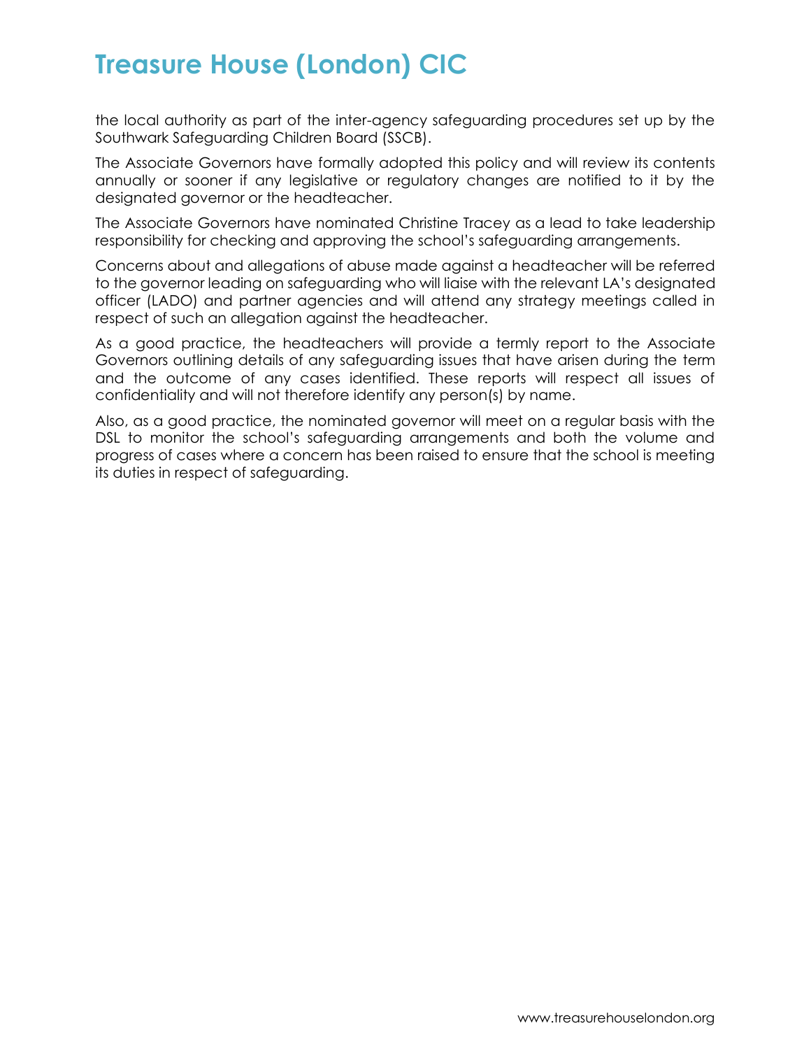the local authority as part of the inter-agency safeguarding procedures set up by the Southwark Safeguarding Children Board (SSCB).

The Associate Governors have formally adopted this policy and will review its contents annually or sooner if any legislative or regulatory changes are notified to it by the designated governor or the headteacher.

The Associate Governors have nominated Christine Tracey as a lead to take leadership responsibility for checking and approving the school's safeguarding arrangements.

Concerns about and allegations of abuse made against a headteacher will be referred to the governor leading on safeguarding who will liaise with the relevant LA's designated officer (LADO) and partner agencies and will attend any strategy meetings called in respect of such an allegation against the headteacher.

As a good practice, the headteachers will provide a termly report to the Associate Governors outlining details of any safeguarding issues that have arisen during the term and the outcome of any cases identified. These reports will respect all issues of confidentiality and will not therefore identify any person(s) by name.

Also, as a good practice, the nominated governor will meet on a regular basis with the DSL to monitor the school's safeguarding arrangements and both the volume and progress of cases where a concern has been raised to ensure that the school is meeting its duties in respect of safeguarding.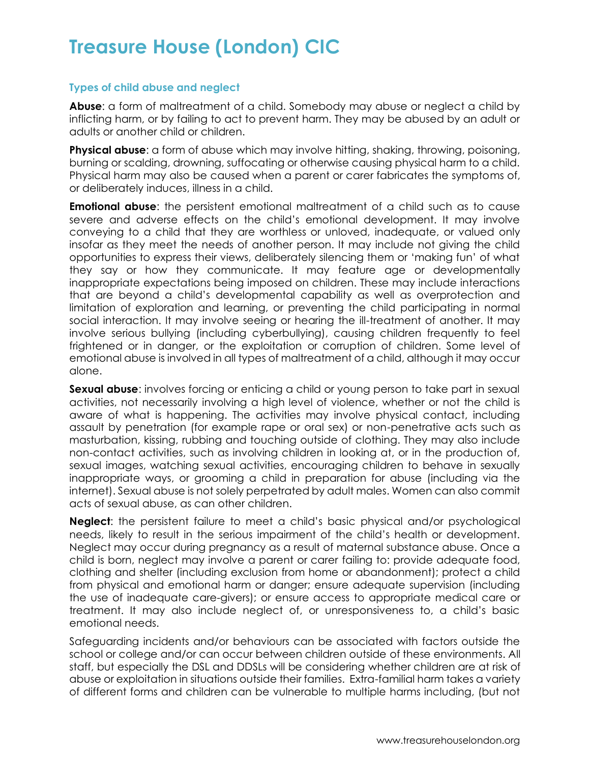### Types of child abuse and neglect

**Abuse**: a form of maltreatment of a child. Somebody may abuse or neglect a child by inflicting harm, or by failing to act to prevent harm. They may be abused by an adult or adults or another child or children.

**Physical abuse**: a form of abuse which may involve hitting, shaking, throwing, poisoning, burning or scalding, drowning, suffocating or otherwise causing physical harm to a child. Physical harm may also be caused when a parent or carer fabricates the symptoms of, or deliberately induces, illness in a child.

**Emotional abuse**: the persistent emotional maltreatment of a child such as to cause severe and adverse effects on the child's emotional development. It may involve conveying to a child that they are worthless or unloved, inadequate, or valued only insofar as they meet the needs of another person. It may include not giving the child opportunities to express their views, deliberately silencing them or 'making fun' of what they say or how they communicate. It may feature age or developmentally inappropriate expectations being imposed on children. These may include interactions that are beyond a child's developmental capability as well as overprotection and limitation of exploration and learning, or preventing the child participating in normal social interaction. It may involve seeing or hearing the ill-treatment of another. It may involve serious bullying (including cyberbullying), causing children frequently to feel frightened or in danger, or the exploitation or corruption of children. Some level of emotional abuse is involved in all types of maltreatment of a child, although it may occur alone.

**Sexual abuse**: involves forcing or enticing a child or young person to take part in sexual activities, not necessarily involving a high level of violence, whether or not the child is aware of what is happening. The activities may involve physical contact, including assault by penetration (for example rape or oral sex) or non-penetrative acts such as masturbation, kissing, rubbing and touching outside of clothing. They may also include non-contact activities, such as involving children in looking at, or in the production of, sexual images, watching sexual activities, encouraging children to behave in sexually inappropriate ways, or grooming a child in preparation for abuse (including via the internet). Sexual abuse is not solely perpetrated by adult males. Women can also commit acts of sexual abuse, as can other children.

**Neglect**: the persistent failure to meet a child's basic physical and/or psychological needs, likely to result in the serious impairment of the child's health or development. Neglect may occur during pregnancy as a result of maternal substance abuse. Once a child is born, neglect may involve a parent or carer failing to: provide adequate food, clothing and shelter (including exclusion from home or abandonment); protect a child from physical and emotional harm or danger; ensure adequate supervision (including the use of inadequate care-givers); or ensure access to appropriate medical care or treatment. It may also include neglect of, or unresponsiveness to, a child's basic emotional needs.

Safeguarding incidents and/or behaviours can be associated with factors outside the school or college and/or can occur between children outside of these environments. All staff, but especially the DSL and DDSLs will be considering whether children are at risk of abuse or exploitation in situations outside their families. Extra-familial harm takes a variety of different forms and children can be vulnerable to multiple harms including, (but not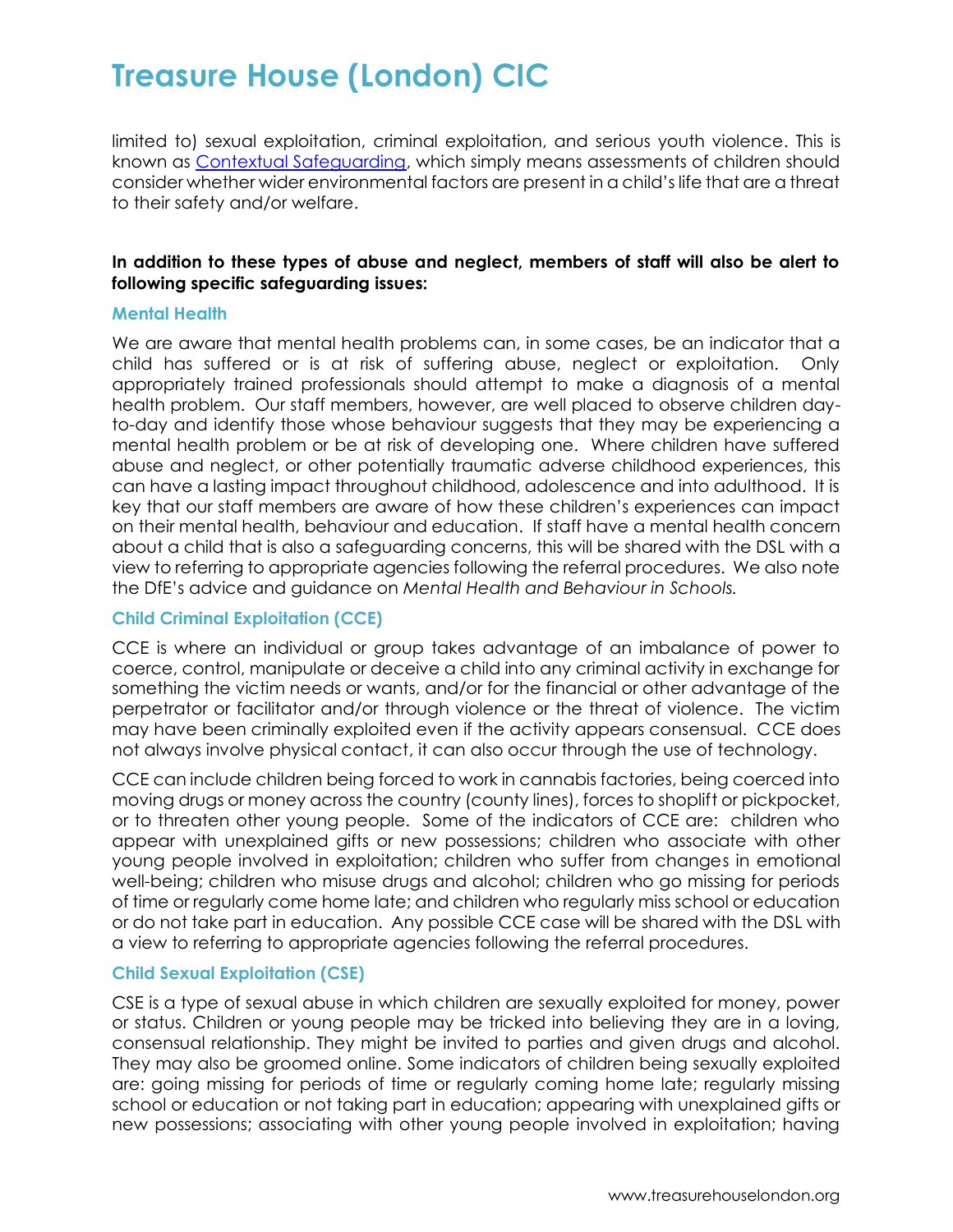limited to) sexual exploitation, criminal exploitation, and serious youth violence. This is known as [Contextual Safeguarding](), which simply means assessments of children should consider whether wider environmental factors are present in a child's life that are a threat to their safety and/or welfare.

**In addition to these types of abuse and neglect, members of staff will also be alert to following specific safeguarding issues:**

### Mental Health

We are aware that mental health problems can, in some cases, be an indicator that a child has suffered or is at risk of suffering abuse, neglect or exploitation. Only appropriately trained professionals should attempt to make a diagnosis of a mental health problem. Our staff members, however, are well placed to observe children day-to-day and identify those whose behaviour suggests that they may be experiencing a mental health problem or be at risk of developing one. Where children have suffered abuse and neglect, or other potentially traumatic adverse childhood experiences, this can have a lasting impact throughout childhood, adolescence and into adulthood. It is key that our staff members are aware of how these children's experiences can impact on their mental health, behaviour and education. If staff have a mental health concern about a child that is also a safeguarding concerns, this will be shared with the DSL with a view to referring to appropriate agencies following the referral procedures. We also note the DfE's advice and guidance on *Mental Health and Behaviour in Schools.*

### Child Criminal Exploitation (CCE)

CCE is where an individual or group takes advantage of an imbalance of power to coerce, control, manipulate or deceive a child into any criminal activity in exchange for something the victim needs or wants, and/or for the financial or other advantage of the perpetrator or facilitator and/or through violence or the threat of violence. The victim may have been criminally exploited even if the activity appears consensual. CCE does not always involve physical contact, it can also occur through the use of technology.

CCE can include children being forced to work in cannabis factories, being coerced into moving drugs or money across the country (county lines), forces to shoplift or pickpocket, or to threaten other young people. Some of the indicators of CCE are: children who appear with unexplained gifts or new possessions; children who associate with other young people involved in exploitation; children who suffer from changes in emotional well-being; children who misuse drugs and alcohol; children who go missing for periods of time or regularly come home late; and children who regularly miss school or education or do not take part in education. Any possible CCE case will be shared with the DSL with a view to referring to appropriate agencies following the referral procedures.

### Child Sexual Exploitation (CSE)

CSE is a type of sexual abuse in which children are sexually exploited for money, power or status. Children or young people may be tricked into believing they are in a loving, consensual relationship. They might be invited to parties and given drugs and alcohol. They may also be groomed online. Some indicators of children being sexually exploited are: going missing for periods of time or regularly coming home late; regularly missing school or education or not taking part in education; appearing with unexplained gifts or new possessions; associating with other young people involved in exploitation; having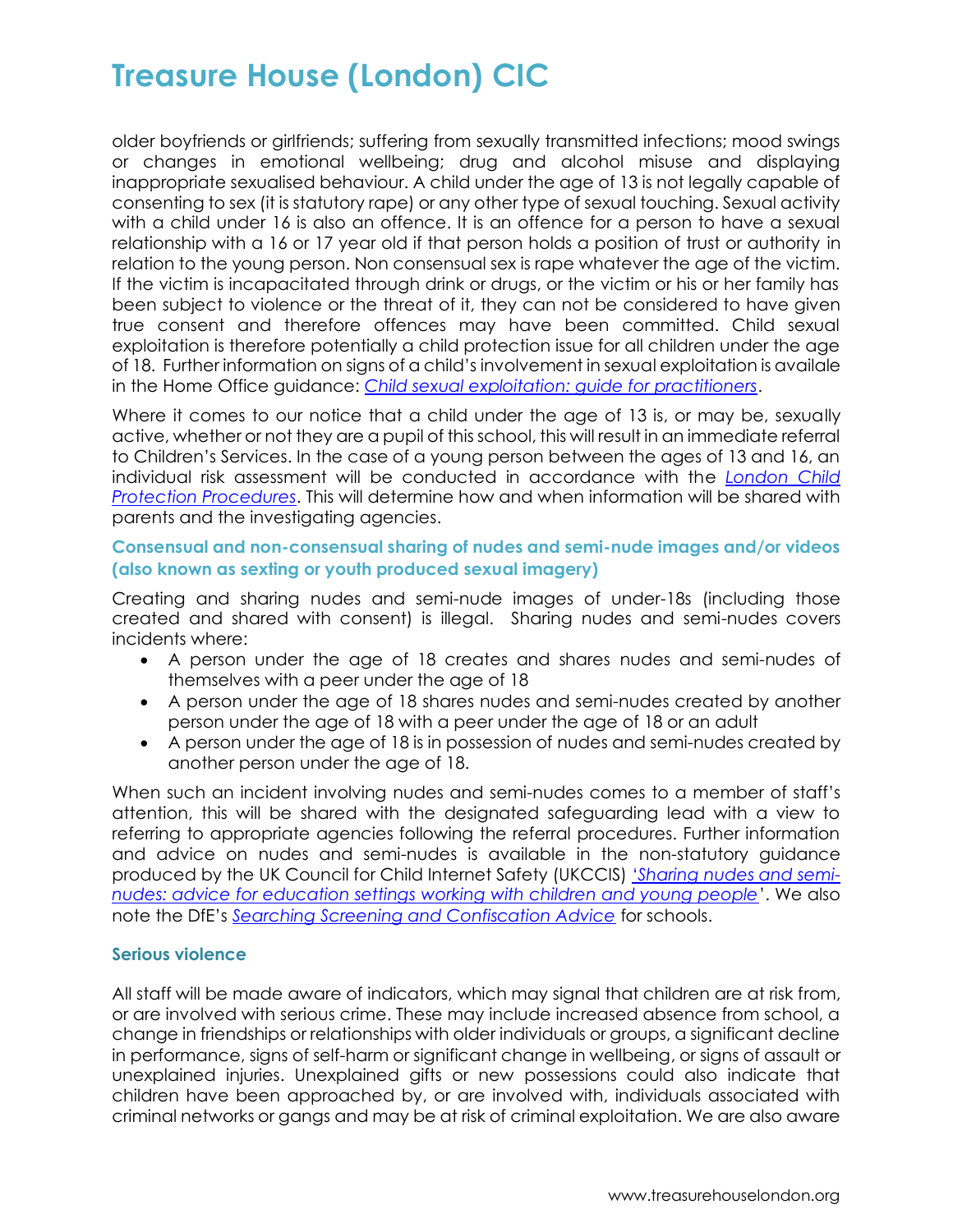older boyfriends or girlfriends; suffering from sexually transmitted infections; mood swings or changes in emotional wellbeing; drug and alcohol misuse and displaying inappropriate sexualised behaviour. A child under the age of 13 is not legally capable of consenting to sex (it is statutory rape) or any other type of sexual touching. Sexual activity with a child under 16 is also an offence. It is an offence for a person to have a sexual relationship with a 16 or 17 year old if that person holds a position of trust or authority in relation to the young person. Non consensual sex is rape whatever the age of the victim. If the victim is incapacitated through drink or drugs, or the victim or his or her family has been subject to violence or the threat of it, they can not be considered to have given true consent and therefore offences may have been committed. Child sexual exploitation is therefore potentially a child protection issue for all children under the age of 18. Further information on signs of a child's involvement in sexual exploitation is availale in the Home Office guidance: *Child sexual exploitation: guide for practitioners*.

Where it comes to our notice that a child under the age of 13 is, or may be, sexually active, whether or not they are a pupil of this school, this will result in an immediate referral to Children's Services. In the case of a young person between the ages of 13 and 16, an individual risk assessment will be conducted in accordance with the *London Child Protection Procedures*. This will determine how and when information will be shared with parents and the investigating agencies.

### Consensual and non-consensual sharing of nudes and semi-nude images and/or videos (also known as sexting or youth produced sexual imagery)

Creating and sharing nudes and semi-nude images of under-18s (including those created and shared with consent) is illegal. Sharing nudes and semi-nudes covers incidents where:

- A person under the age of 18 creates and shares nudes and semi-nudes of themselves with a peer under the age of 18
- A person under the age of 18 shares nudes and semi-nudes created by another person under the age of 18 with a peer under the age of 18 or an adult
- A person under the age of 18 is in possession of nudes and semi-nudes created by another person under the age of 18.

When such an incident involving nudes and semi-nudes comes to a member of staff's attention, this will be shared with the designated safeguarding lead with a view to referring to appropriate agencies following the referral procedures. Further information and advice on nudes and semi-nudes is available in the non-statutory guidance produced by the UK Council for Child Internet Safety (UKCCIS) *'Sharing nudes and semi-nudes: advice for education settings working with children and young people'*. We also note the DfE's *Searching Screening and Confiscation Advice* for schools.

### Serious violence

All staff will be made aware of indicators, which may signal that children are at risk from, or are involved with serious crime. These may include increased absence from school, a change in friendships or relationships with older individuals or groups, a significant decline in performance, signs of self-harm or significant change in wellbeing, or signs of assault or unexplained injuries. Unexplained gifts or new possessions could also indicate that children have been approached by, or are involved with, individuals associated with criminal networks or gangs and may be at risk of criminal exploitation. We are also aware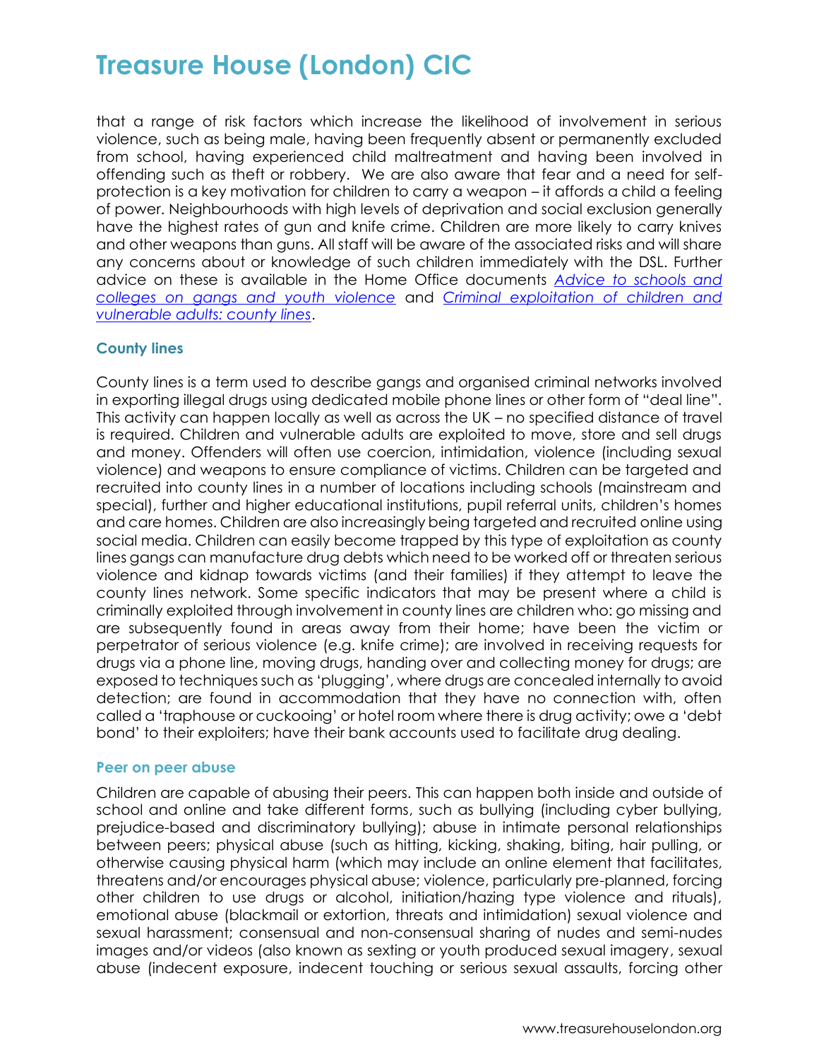that a range of risk factors which increase the likelihood of involvement in serious violence, such as being male, having been frequently absent or permanently excluded from school, having experienced child maltreatment and having been involved in offending such as theft or robbery.  We are also aware that fear and a need for self-protection is a key motivation for children to carry a weapon – it affords a child a feeling of power. Neighbourhoods with high levels of deprivation and social exclusion generally have the highest rates of gun and knife crime. Children are more likely to carry knives and other weapons than guns. All staff will be aware of the associated risks and will share any concerns about or knowledge of such children immediately with the DSL. Further advice on these is available in the Home Office documents *Advice to schools and colleges on gangs and youth violence* and *Criminal exploitation of children and vulnerable adults: county lines*.

### County lines

County lines is a term used to describe gangs and organised criminal networks involved in exporting illegal drugs using dedicated mobile phone lines or other form of "deal line". This activity can happen locally as well as across the UK – no specified distance of travel is required. Children and vulnerable adults are exploited to move, store and sell drugs and money. Offenders will often use coercion, intimidation, violence (including sexual violence) and weapons to ensure compliance of victims. Children can be targeted and recruited into county lines in a number of locations including schools (mainstream and special), further and higher educational institutions, pupil referral units, children's homes and care homes. Children are also increasingly being targeted and recruited online using social media. Children can easily become trapped by this type of exploitation as county lines gangs can manufacture drug debts which need to be worked off or threaten serious violence and kidnap towards victims (and their families) if they attempt to leave the county lines network. Some specific indicators that may be present where a child is criminally exploited through involvement in county lines are children who: go missing and are subsequently found in areas away from their home; have been the victim or perpetrator of serious violence (e.g. knife crime); are involved in receiving requests for drugs via a phone line, moving drugs, handing over and collecting money for drugs; are exposed to techniques such as 'plugging', where drugs are concealed internally to avoid detection; are found in accommodation that they have no connection with, often called a 'traphouse or cuckooing' or hotel room where there is drug activity; owe a 'debt bond' to their exploiters; have their bank accounts used to facilitate drug dealing.

### Peer on peer abuse

Children are capable of abusing their peers. This can happen both inside and outside of school and online and take different forms, such as bullying (including cyber bullying, prejudice-based and discriminatory bullying); abuse in intimate personal relationships between peers; physical abuse (such as hitting, kicking, shaking, biting, hair pulling, or otherwise causing physical harm (which may include an online element that facilitates, threatens and/or encourages physical abuse; violence, particularly pre-planned, forcing other children to use drugs or alcohol, initiation/hazing type violence and rituals), emotional abuse (blackmail or extortion, threats and intimidation) sexual violence and sexual harassment; consensual and non-consensual sharing of nudes and semi-nudes images and/or videos (also known as sexting or youth produced sexual imagery, sexual abuse (indecent exposure, indecent touching or serious sexual assaults, forcing other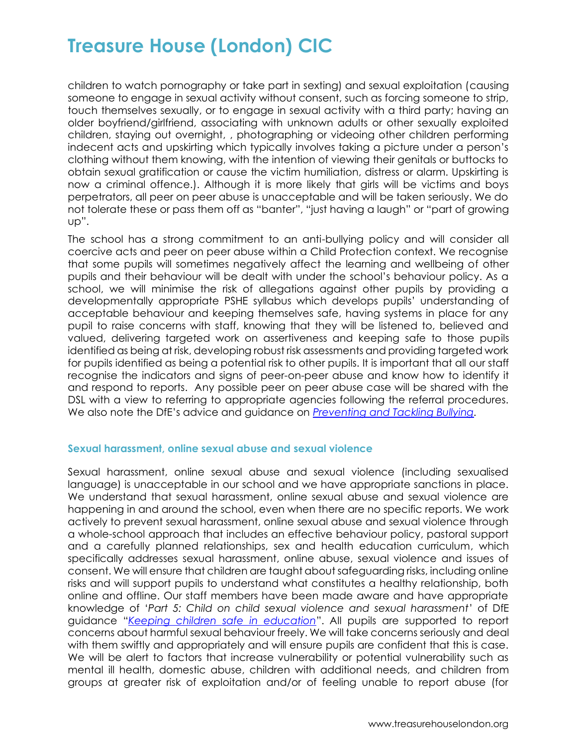children to watch pornography or take part in sexting) and sexual exploitation (causing someone to engage in sexual activity without consent, such as forcing someone to strip, touch themselves sexually, or to engage in sexual activity with a third party; having an older boyfriend/girlfriend, associating with unknown adults or other sexually exploited children, staying out overnight, , photographing or videoing other children performing indecent acts and upskirting which typically involves taking a picture under a person's clothing without them knowing, with the intention of viewing their genitals or buttocks to obtain sexual gratification or cause the victim humiliation, distress or alarm. Upskirting is now a criminal offence.). Although it is more likely that girls will be victims and boys perpetrators, all peer on peer abuse is unacceptable and will be taken seriously. We do not tolerate these or pass them off as "banter", "just having a laugh" or "part of growing up".

The school has a strong commitment to an anti-bullying policy and will consider all coercive acts and peer on peer abuse within a Child Protection context. We recognise that some pupils will sometimes negatively affect the learning and wellbeing of other pupils and their behaviour will be dealt with under the school's behaviour policy. As a school, we will minimise the risk of allegations against other pupils by providing a developmentally appropriate PSHE syllabus which develops pupils' understanding of acceptable behaviour and keeping themselves safe, having systems in place for any pupil to raise concerns with staff, knowing that they will be listened to, believed and valued, delivering targeted work on assertiveness and keeping safe to those pupils identified as being at risk, developing robust risk assessments and providing targeted work for pupils identified as being a potential risk to other pupils. It is important that all our staff recognise the indicators and signs of peer-on-peer abuse and know how to identify it and respond to reports. Any possible peer on peer abuse case will be shared with the DSL with a view to referring to appropriate agencies following the referral procedures. We also note the DfE's advice and guidance on *Preventing and Tackling Bullying*.

### Sexual harassment, online sexual abuse and sexual violence

Sexual harassment, online sexual abuse and sexual violence (including sexualised language) is unacceptable in our school and we have appropriate sanctions in place. We understand that sexual harassment, online sexual abuse and sexual violence are happening in and around the school, even when there are no specific reports. We work actively to prevent sexual harassment, online sexual abuse and sexual violence through a whole-school approach that includes an effective behaviour policy, pastoral support and a carefully planned relationships, sex and health education curriculum, which specifically addresses sexual harassment, online abuse, sexual violence and issues of consent. We will ensure that children are taught about safeguarding risks, including online risks and will support pupils to understand what constitutes a healthy relationship, both online and offline. Our staff members have been made aware and have appropriate knowledge of '*Part 5: Child on child sexual violence and sexual harassment*' of DfE guidance "*Keeping children safe in education*". All pupils are supported to report concerns about harmful sexual behaviour freely. We will take concerns seriously and deal with them swiftly and appropriately and will ensure pupils are confident that this is case. We will be alert to factors that increase vulnerability or potential vulnerability such as mental ill health, domestic abuse, children with additional needs, and children from groups at greater risk of exploitation and/or of feeling unable to report abuse (for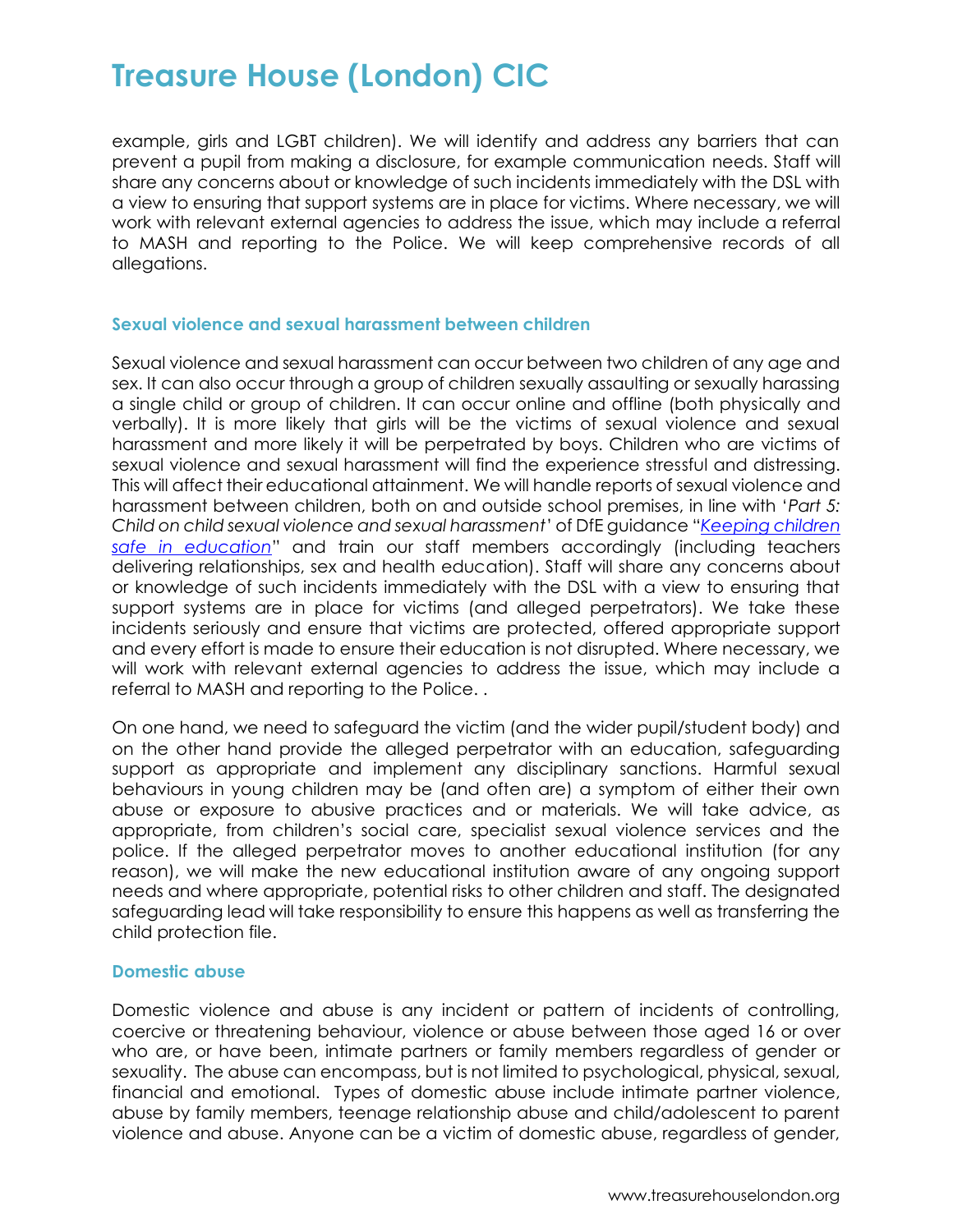example, girls and LGBT children). We will identify and address any barriers that can prevent a pupil from making a disclosure, for example communication needs. Staff will share any concerns about or knowledge of such incidents immediately with the DSL with a view to ensuring that support systems are in place for victims. Where necessary, we will work with relevant external agencies to address the issue, which may include a referral to MASH and reporting to the Police. We will keep comprehensive records of all allegations.

### Sexual violence and sexual harassment between children

Sexual violence and sexual harassment can occur between two children of any age and sex. It can also occur through a group of children sexually assaulting or sexually harassing a single child or group of children. It can occur online and offline (both physically and verbally). It is more likely that girls will be the victims of sexual violence and sexual harassment and more likely it will be perpetrated by boys. Children who are victims of sexual violence and sexual harassment will find the experience stressful and distressing. This will affect their educational attainment. We will handle reports of sexual violence and harassment between children, both on and outside school premises, in line with '*Part 5: Child on child sexual violence and sexual harassment*' of DfE guidance "*Keeping children safe in education*" and train our staff members accordingly (including teachers delivering relationships, sex and health education). Staff will share any concerns about or knowledge of such incidents immediately with the DSL with a view to ensuring that support systems are in place for victims (and alleged perpetrators). We take these incidents seriously and ensure that victims are protected, offered appropriate support and every effort is made to ensure their education is not disrupted. Where necessary, we will work with relevant external agencies to address the issue, which may include a referral to MASH and reporting to the Police. .

On one hand, we need to safeguard the victim (and the wider pupil/student body) and on the other hand provide the alleged perpetrator with an education, safeguarding support as appropriate and implement any disciplinary sanctions. Harmful sexual behaviours in young children may be (and often are) a symptom of either their own abuse or exposure to abusive practices and or materials. We will take advice, as appropriate, from children's social care, specialist sexual violence services and the police. If the alleged perpetrator moves to another educational institution (for any reason), we will make the new educational institution aware of any ongoing support needs and where appropriate, potential risks to other children and staff. The designated safeguarding lead will take responsibility to ensure this happens as well as transferring the child protection file.

### Domestic abuse

Domestic violence and abuse is any incident or pattern of incidents of controlling, coercive or threatening behaviour, violence or abuse between those aged 16 or over who are, or have been, intimate partners or family members regardless of gender or sexuality. The abuse can encompass, but is not limited to psychological, physical, sexual, financial and emotional. Types of domestic abuse include intimate partner violence, abuse by family members, teenage relationship abuse and child/adolescent to parent violence and abuse. Anyone can be a victim of domestic abuse, regardless of gender,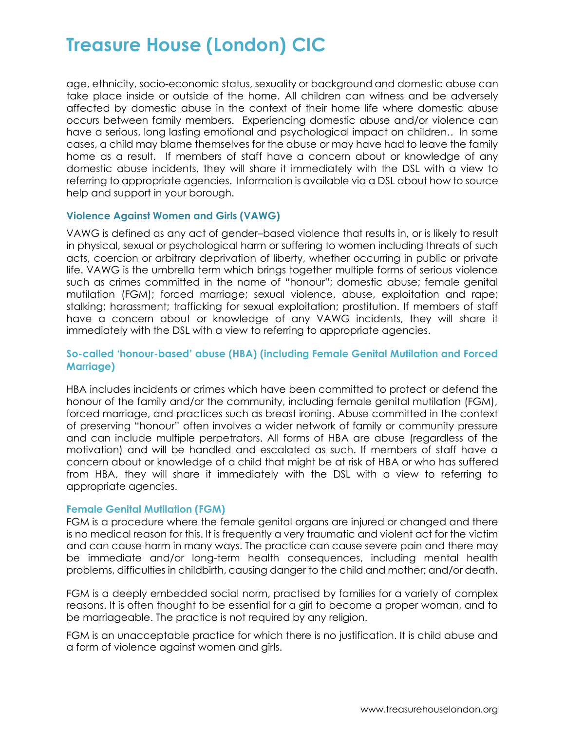age, ethnicity, socio-economic status, sexuality or background and domestic abuse can take place inside or outside of the home. All children can witness and be adversely affected by domestic abuse in the context of their home life where domestic abuse occurs between family members. Experiencing domestic abuse and/or violence can have a serious, long lasting emotional and psychological impact on children.. In some cases, a child may blame themselves for the abuse or may have had to leave the family home as a result. If members of staff have a concern about or knowledge of any domestic abuse incidents, they will share it immediately with the DSL with a view to referring to appropriate agencies. Information is available via a DSL about how to source help and support in your borough.

### Violence Against Women and Girls (VAWG)

VAWG is defined as any act of gender–based violence that results in, or is likely to result in physical, sexual or psychological harm or suffering to women including threats of such acts, coercion or arbitrary deprivation of liberty, whether occurring in public or private life. VAWG is the umbrella term which brings together multiple forms of serious violence such as crimes committed in the name of "honour"; domestic abuse; female genital mutilation (FGM); forced marriage; sexual violence, abuse, exploitation and rape; stalking; harassment; trafficking for sexual exploitation; prostitution. If members of staff have a concern about or knowledge of any VAWG incidents, they will share it immediately with the DSL with a view to referring to appropriate agencies.

### So-called 'honour-based' abuse (HBA) (including Female Genital Mutilation and Forced Marriage)

HBA includes incidents or crimes which have been committed to protect or defend the honour of the family and/or the community, including female genital mutilation (FGM), forced marriage, and practices such as breast ironing. Abuse committed in the context of preserving "honour" often involves a wider network of family or community pressure and can include multiple perpetrators. All forms of HBA are abuse (regardless of the motivation) and will be handled and escalated as such. If members of staff have a concern about or knowledge of a child that might be at risk of HBA or who has suffered from HBA, they will share it immediately with the DSL with a view to referring to appropriate agencies.

### Female Genital Mutilation (FGM)

FGM is a procedure where the female genital organs are injured or changed and there is no medical reason for this. It is frequently a very traumatic and violent act for the victim and can cause harm in many ways. The practice can cause severe pain and there may be immediate and/or long-term health consequences, including mental health problems, difficulties in childbirth, causing danger to the child and mother; and/or death.

FGM is a deeply embedded social norm, practised by families for a variety of complex reasons. It is often thought to be essential for a girl to become a proper woman, and to be marriageable. The practice is not required by any religion.

FGM is an unacceptable practice for which there is no justification. It is child abuse and a form of violence against women and girls.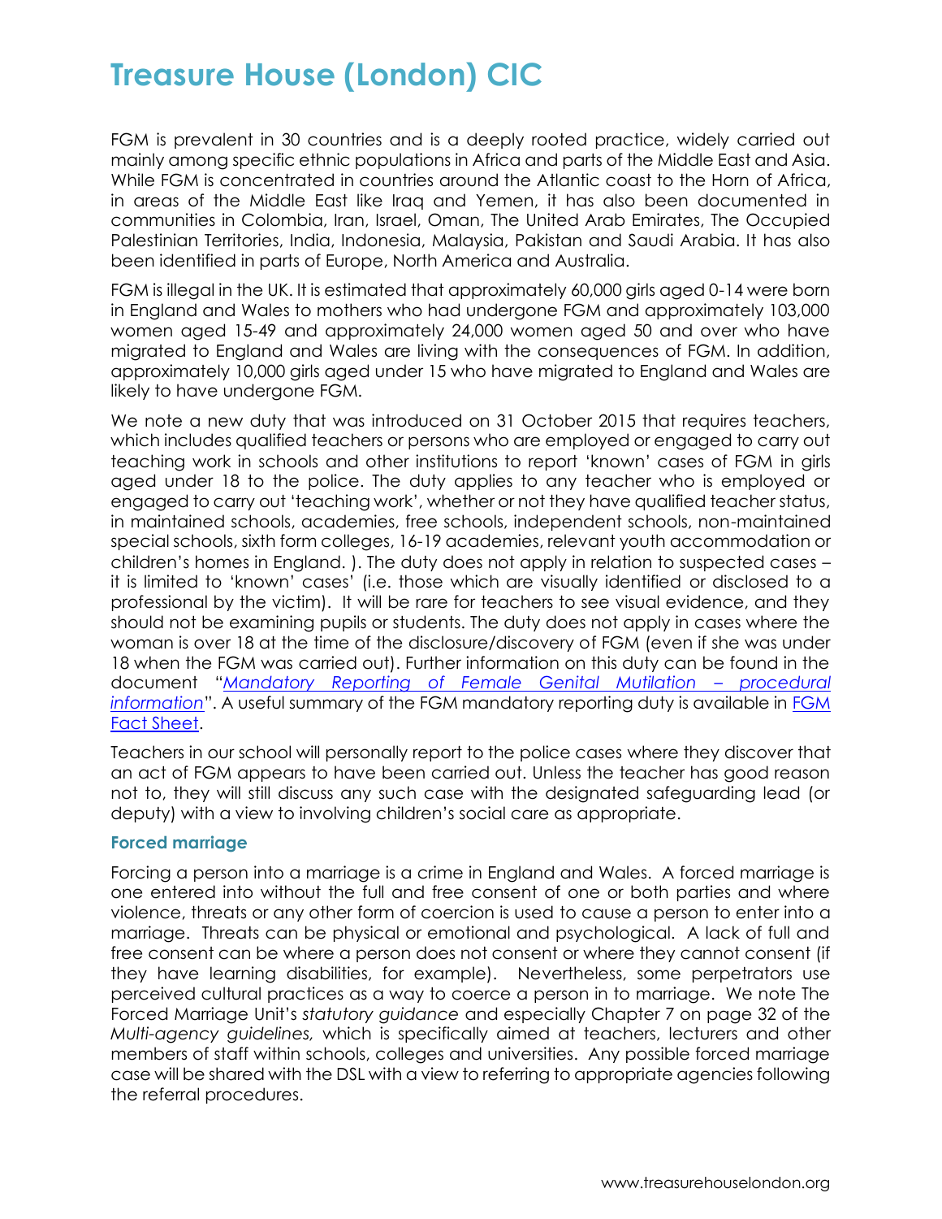# Treasure House (London) CIC

FGM is prevalent in 30 countries and is a deeply rooted practice, widely carried out mainly among specific ethnic populations in Africa and parts of the Middle East and Asia. While FGM is concentrated in countries around the Atlantic coast to the Horn of Africa, in areas of the Middle East like Iraq and Yemen, it has also been documented in communities in Colombia, Iran, Israel, Oman, The United Arab Emirates, The Occupied Palestinian Territories, India, Indonesia, Malaysia, Pakistan and Saudi Arabia. It has also been identified in parts of Europe, North America and Australia.

FGM is illegal in the UK. It is estimated that approximately 60,000 girls aged 0-14 were born in England and Wales to mothers who had undergone FGM and approximately 103,000 women aged 15-49 and approximately 24,000 women aged 50 and over who have migrated to England and Wales are living with the consequences of FGM. In addition, approximately 10,000 girls aged under 15 who have migrated to England and Wales are likely to have undergone FGM.

We note a new duty that was introduced on 31 October 2015 that requires teachers, which includes qualified teachers or persons who are employed or engaged to carry out teaching work in schools and other institutions to report 'known' cases of FGM in girls aged under 18 to the police. The duty applies to any teacher who is employed or engaged to carry out 'teaching work', whether or not they have qualified teacher status, in maintained schools, academies, free schools, independent schools, non-maintained special schools, sixth form colleges, 16-19 academies, relevant youth accommodation or children's homes in England. ). The duty does not apply in relation to suspected cases – it is limited to 'known' cases' (i.e. those which are visually identified or disclosed to a professional by the victim). It will be rare for teachers to see visual evidence, and they should not be examining pupils or students. The duty does not apply in cases where the woman is over 18 at the time of the disclosure/discovery of FGM (even if she was under 18 when the FGM was carried out). Further information on this duty can be found in the document "*Mandatory Reporting of Female Genital Mutilation – procedural information*". A useful summary of the FGM mandatory reporting duty is available in FGM Fact Sheet.

Teachers in our school will personally report to the police cases where they discover that an act of FGM appears to have been carried out. Unless the teacher has good reason not to, they will still discuss any such case with the designated safeguarding lead (or deputy) with a view to involving children's social care as appropriate.

### Forced marriage

Forcing a person into a marriage is a crime in England and Wales. A forced marriage is one entered into without the full and free consent of one or both parties and where violence, threats or any other form of coercion is used to cause a person to enter into a marriage. Threats can be physical or emotional and psychological. A lack of full and free consent can be where a person does not consent or where they cannot consent (if they have learning disabilities, for example). Nevertheless, some perpetrators use perceived cultural practices as a way to coerce a person in to marriage. We note The Forced Marriage Unit's *statutory guidance* and especially Chapter 7 on page 32 of the *Multi-agency guidelines,* which is specifically aimed at teachers, lecturers and other members of staff within schools, colleges and universities. Any possible forced marriage case will be shared with the DSL with a view to referring to appropriate agencies following the referral procedures.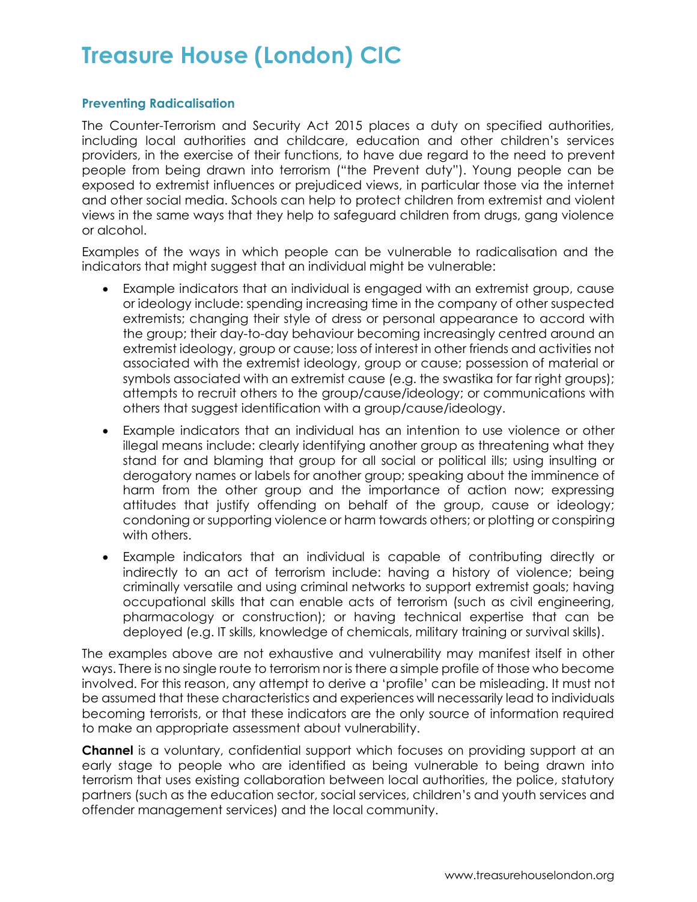# Treasure House (London) CIC

### Preventing Radicalisation

The Counter-Terrorism and Security Act 2015 places a duty on specified authorities, including local authorities and childcare, education and other children's services providers, in the exercise of their functions, to have due regard to the need to prevent people from being drawn into terrorism ("the Prevent duty"). Young people can be exposed to extremist influences or prejudiced views, in particular those via the internet and other social media. Schools can help to protect children from extremist and violent views in the same ways that they help to safeguard children from drugs, gang violence or alcohol.

Examples of the ways in which people can be vulnerable to radicalisation and the indicators that might suggest that an individual might be vulnerable:

- Example indicators that an individual is engaged with an extremist group, cause or ideology include: spending increasing time in the company of other suspected extremists; changing their style of dress or personal appearance to accord with the group; their day-to-day behaviour becoming increasingly centred around an extremist ideology, group or cause; loss of interest in other friends and activities not associated with the extremist ideology, group or cause; possession of material or symbols associated with an extremist cause (e.g. the swastika for far right groups); attempts to recruit others to the group/cause/ideology; or communications with others that suggest identification with a group/cause/ideology.
- Example indicators that an individual has an intention to use violence or other illegal means include: clearly identifying another group as threatening what they stand for and blaming that group for all social or political ills; using insulting or derogatory names or labels for another group; speaking about the imminence of harm from the other group and the importance of action now; expressing attitudes that justify offending on behalf of the group, cause or ideology; condoning or supporting violence or harm towards others; or plotting or conspiring with others.
- Example indicators that an individual is capable of contributing directly or indirectly to an act of terrorism include: having a history of violence; being criminally versatile and using criminal networks to support extremist goals; having occupational skills that can enable acts of terrorism (such as civil engineering, pharmacology or construction); or having technical expertise that can be deployed (e.g. IT skills, knowledge of chemicals, military training or survival skills).

The examples above are not exhaustive and vulnerability may manifest itself in other ways. There is no single route to terrorism nor is there a simple profile of those who become involved. For this reason, any attempt to derive a 'profile' can be misleading. It must not be assumed that these characteristics and experiences will necessarily lead to individuals becoming terrorists, or that these indicators are the only source of information required to make an appropriate assessment about vulnerability.

**Channel** is a voluntary, confidential support which focuses on providing support at an early stage to people who are identified as being vulnerable to being drawn into terrorism that uses existing collaboration between local authorities, the police, statutory partners (such as the education sector, social services, children's and youth services and offender management services) and the local community.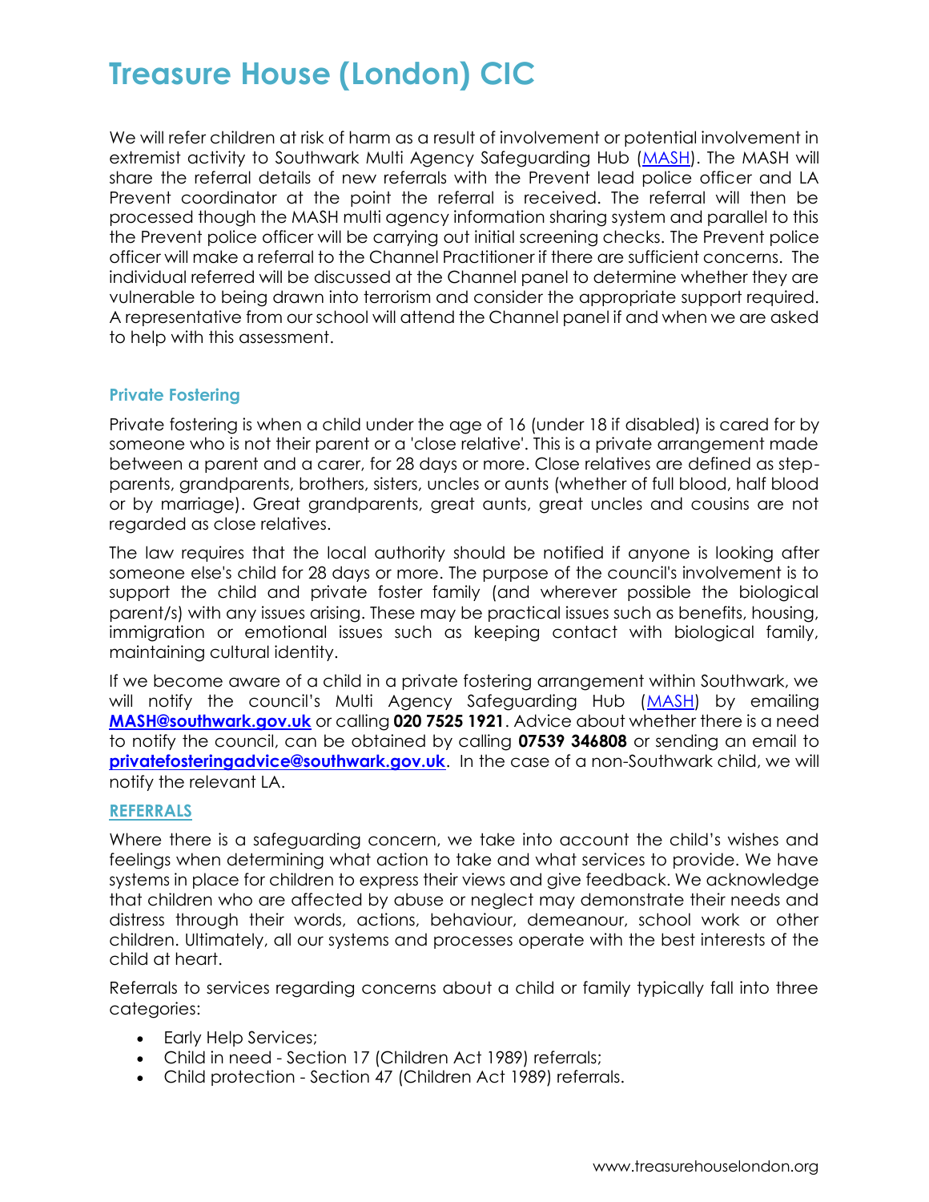# Treasure House (London) CIC

We will refer children at risk of harm as a result of involvement or potential involvement in extremist activity to Southwark Multi Agency Safeguarding Hub (MASH). The MASH will share the referral details of new referrals with the Prevent lead police officer and LA Prevent coordinator at the point the referral is received. The referral will then be processed though the MASH multi agency information sharing system and parallel to this the Prevent police officer will be carrying out initial screening checks. The Prevent police officer will make a referral to the Channel Practitioner if there are sufficient concerns. The individual referred will be discussed at the Channel panel to determine whether they are vulnerable to being drawn into terrorism and consider the appropriate support required. A representative from our school will attend the Channel panel if and when we are asked to help with this assessment.

### Private Fostering

Private fostering is when a child under the age of 16 (under 18 if disabled) is cared for by someone who is not their parent or a 'close relative'. This is a private arrangement made between a parent and a carer, for 28 days or more. Close relatives are defined as step-parents, grandparents, brothers, sisters, uncles or aunts (whether of full blood, half blood or by marriage). Great grandparents, great aunts, great uncles and cousins are not regarded as close relatives.

The law requires that the local authority should be notified if anyone is looking after someone else's child for 28 days or more. The purpose of the council's involvement is to support the child and private foster family (and wherever possible the biological parent/s) with any issues arising. These may be practical issues such as benefits, housing, immigration or emotional issues such as keeping contact with biological family, maintaining cultural identity.

If we become aware of a child in a private fostering arrangement within Southwark, we will notify the council's Multi Agency Safeguarding Hub (MASH) by emailing **MASH@southwark.gov.uk** or calling **020 7525 1921**. Advice about whether there is a need to notify the council, can be obtained by calling **07539 346808** or sending an email to **privatefosteringadvice@southwark.gov.uk**. In the case of a non-Southwark child, we will notify the relevant LA.

### REFERRALS

Where there is a safeguarding concern, we take into account the child's wishes and feelings when determining what action to take and what services to provide. We have systems in place for children to express their views and give feedback. We acknowledge that children who are affected by abuse or neglect may demonstrate their needs and distress through their words, actions, behaviour, demeanour, school work or other children. Ultimately, all our systems and processes operate with the best interests of the child at heart.

Referrals to services regarding concerns about a child or family typically fall into three categories:

- Early Help Services;
- Child in need - Section 17 (Children Act 1989) referrals;
- Child protection - Section 47 (Children Act 1989) referrals.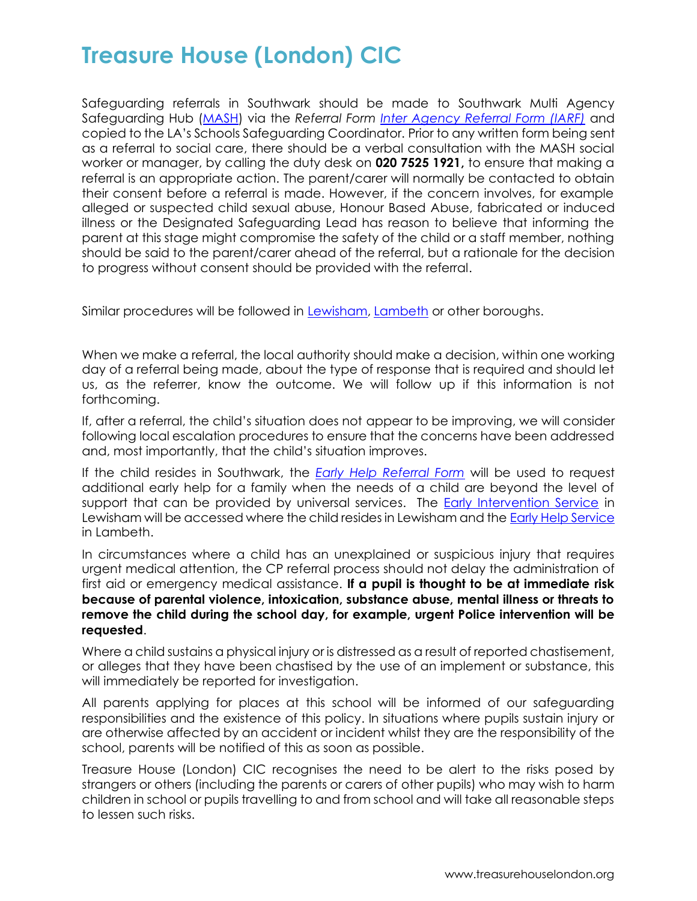Safeguarding referrals in Southwark should be made to Southwark Multi Agency Safeguarding Hub (MASH) via the *Referral Form Inter Agency Referral Form (IARF)* and copied to the LA's Schools Safeguarding Coordinator. Prior to any written form being sent as a referral to social care, there should be a verbal consultation with the MASH social worker or manager, by calling the duty desk on **020 7525 1921,** to ensure that making a referral is an appropriate action. The parent/carer will normally be contacted to obtain their consent before a referral is made. However, if the concern involves, for example alleged or suspected child sexual abuse, Honour Based Abuse, fabricated or induced illness or the Designated Safeguarding Lead has reason to believe that informing the parent at this stage might compromise the safety of the child or a staff member, nothing should be said to the parent/carer ahead of the referral, but a rationale for the decision to progress without consent should be provided with the referral.

Similar procedures will be followed in Lewisham, Lambeth or other boroughs.

When we make a referral, the local authority should make a decision, within one working day of a referral being made, about the type of response that is required and should let us, as the referrer, know the outcome. We will follow up if this information is not forthcoming.

If, after a referral, the child's situation does not appear to be improving, we will consider following local escalation procedures to ensure that the concerns have been addressed and, most importantly, that the child's situation improves.

If the child resides in Southwark, the *Early Help Referral Form* will be used to request additional early help for a family when the needs of a child are beyond the level of support that can be provided by universal services. The Early Intervention Service in Lewisham will be accessed where the child resides in Lewisham and the Early Help Service in Lambeth.

In circumstances where a child has an unexplained or suspicious injury that requires urgent medical attention, the CP referral process should not delay the administration of first aid or emergency medical assistance. **If a pupil is thought to be at immediate risk because of parental violence, intoxication, substance abuse, mental illness or threats to remove the child during the school day, for example, urgent Police intervention will be requested**.

Where a child sustains a physical injury or is distressed as a result of reported chastisement, or alleges that they have been chastised by the use of an implement or substance, this will immediately be reported for investigation.

All parents applying for places at this school will be informed of our safeguarding responsibilities and the existence of this policy. In situations where pupils sustain injury or are otherwise affected by an accident or incident whilst they are the responsibility of the school, parents will be notified of this as soon as possible.

Treasure House (London) CIC recognises the need to be alert to the risks posed by strangers or others (including the parents or carers of other pupils) who may wish to harm children in school or pupils travelling to and from school and will take all reasonable steps to lessen such risks.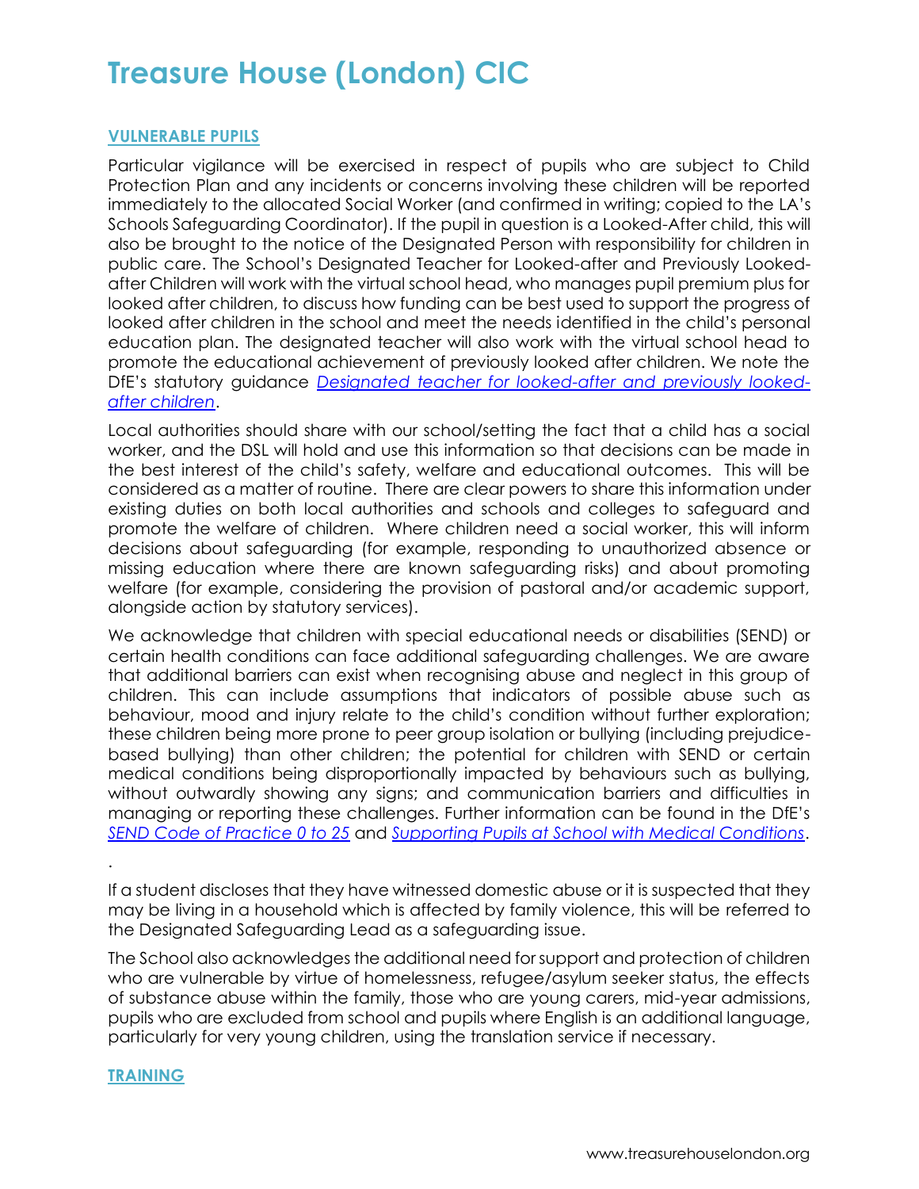# Treasure House (London) CIC

## VULNERABLE PUPILS

Particular vigilance will be exercised in respect of pupils who are subject to Child Protection Plan and any incidents or concerns involving these children will be reported immediately to the allocated Social Worker (and confirmed in writing; copied to the LA's Schools Safeguarding Coordinator). If the pupil in question is a Looked-After child, this will also be brought to the notice of the Designated Person with responsibility for children in public care. The School's Designated Teacher for Looked-after and Previously Looked-after Children will work with the virtual school head, who manages pupil premium plus for looked after children, to discuss how funding can be best used to support the progress of looked after children in the school and meet the needs identified in the child's personal education plan. The designated teacher will also work with the virtual school head to promote the educational achievement of previously looked after children. We note the DfE's statutory guidance *Designated teacher for looked-after and previously looked-after children*.

Local authorities should share with our school/setting the fact that a child has a social worker, and the DSL will hold and use this information so that decisions can be made in the best interest of the child's safety, welfare and educational outcomes. This will be considered as a matter of routine. There are clear powers to share this information under existing duties on both local authorities and schools and colleges to safeguard and promote the welfare of children. Where children need a social worker, this will inform decisions about safeguarding (for example, responding to unauthorized absence or missing education where there are known safeguarding risks) and about promoting welfare (for example, considering the provision of pastoral and/or academic support, alongside action by statutory services).

We acknowledge that children with special educational needs or disabilities (SEND) or certain health conditions can face additional safeguarding challenges. We are aware that additional barriers can exist when recognising abuse and neglect in this group of children. This can include assumptions that indicators of possible abuse such as behaviour, mood and injury relate to the child's condition without further exploration; these children being more prone to peer group isolation or bullying (including prejudice-based bullying) than other children; the potential for children with SEND or certain medical conditions being disproportionally impacted by behaviours such as bullying, without outwardly showing any signs; and communication barriers and difficulties in managing or reporting these challenges. Further information can be found in the DfE's *SEND Code of Practice 0 to 25* and *Supporting Pupils at School with Medical Conditions*.

.

If a student discloses that they have witnessed domestic abuse or it is suspected that they may be living in a household which is affected by family violence, this will be referred to the Designated Safeguarding Lead as a safeguarding issue.

The School also acknowledges the additional need for support and protection of children who are vulnerable by virtue of homelessness, refugee/asylum seeker status, the effects of substance abuse within the family, those who are young carers, mid-year admissions, pupils who are excluded from school and pupils where English is an additional language, particularly for very young children, using the translation service if necessary.

## TRAINING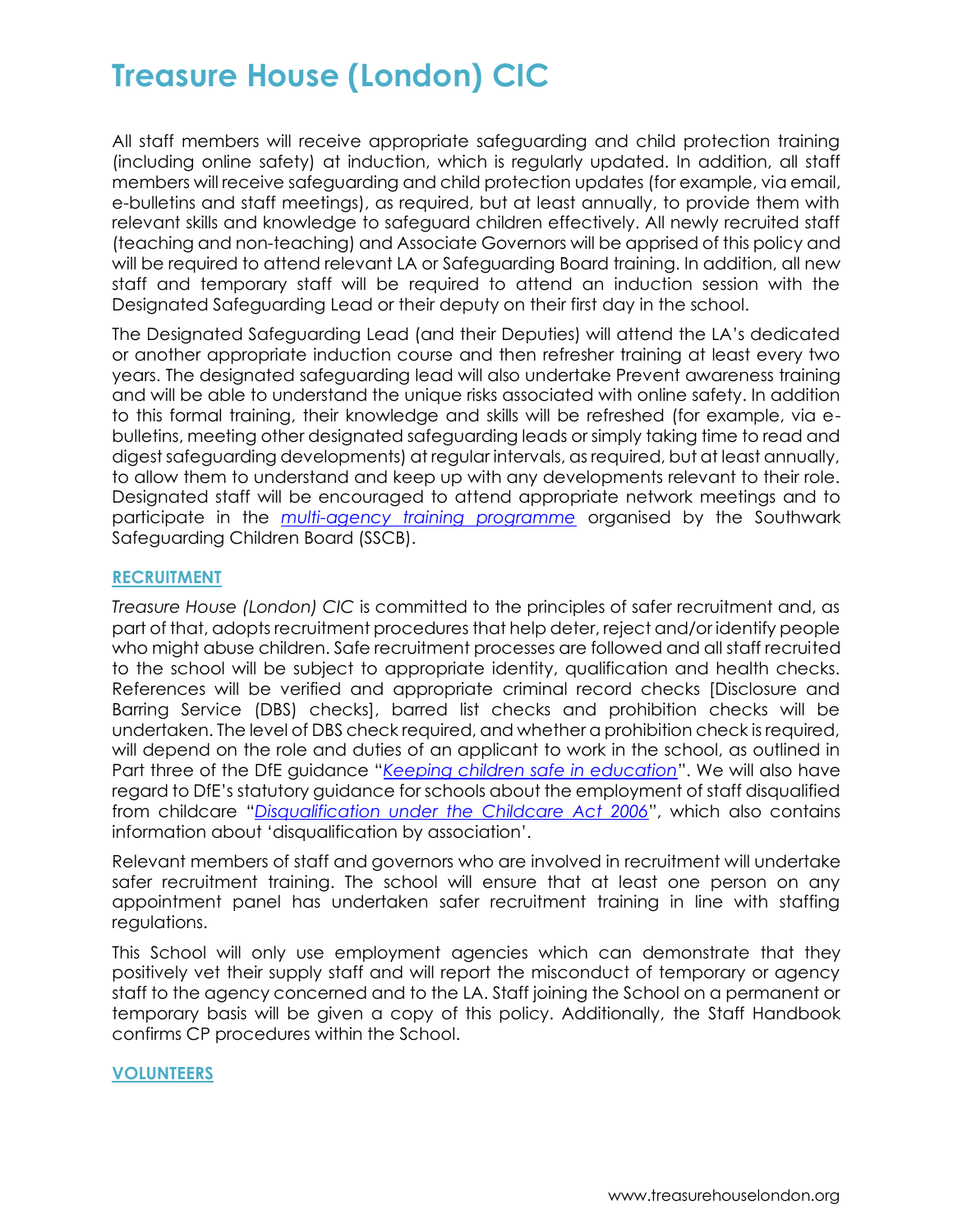All staff members will receive appropriate safeguarding and child protection training (including online safety) at induction, which is regularly updated. In addition, all staff members will receive safeguarding and child protection updates (for example, via email, e-bulletins and staff meetings), as required, but at least annually, to provide them with relevant skills and knowledge to safeguard children effectively. All newly recruited staff (teaching and non-teaching) and Associate Governors will be apprised of this policy and will be required to attend relevant LA or Safeguarding Board training. In addition, all new staff and temporary staff will be required to attend an induction session with the Designated Safeguarding Lead or their deputy on their first day in the school.

The Designated Safeguarding Lead (and their Deputies) will attend the LA's dedicated or another appropriate induction course and then refresher training at least every two years. The designated safeguarding lead will also undertake Prevent awareness training and will be able to understand the unique risks associated with online safety. In addition to this formal training, their knowledge and skills will be refreshed (for example, via e-bulletins, meeting other designated safeguarding leads or simply taking time to read and digest safeguarding developments) at regular intervals, as required, but at least annually, to allow them to understand and keep up with any developments relevant to their role. Designated staff will be encouraged to attend appropriate network meetings and to participate in the *multi-agency training programme* organised by the Southwark Safeguarding Children Board (SSCB).

## RECRUITMENT

*Treasure House (London) CIC* is committed to the principles of safer recruitment and, as part of that, adopts recruitment procedures that help deter, reject and/or identify people who might abuse children. Safe recruitment processes are followed and all staff recruited to the school will be subject to appropriate identity, qualification and health checks. References will be verified and appropriate criminal record checks [Disclosure and Barring Service (DBS) checks], barred list checks and prohibition checks will be undertaken. The level of DBS check required, and whether a prohibition check is required, will depend on the role and duties of an applicant to work in the school, as outlined in Part three of the DfE guidance "*Keeping children safe in education*". We will also have regard to DfE's statutory guidance for schools about the employment of staff disqualified from childcare "*Disqualification under the Childcare Act 2006*", which also contains information about 'disqualification by association'.

Relevant members of staff and governors who are involved in recruitment will undertake safer recruitment training. The school will ensure that at least one person on any appointment panel has undertaken safer recruitment training in line with staffing regulations.

This School will only use employment agencies which can demonstrate that they positively vet their supply staff and will report the misconduct of temporary or agency staff to the agency concerned and to the LA. Staff joining the School on a permanent or temporary basis will be given a copy of this policy. Additionally, the Staff Handbook confirms CP procedures within the School.

## VOLUNTEERS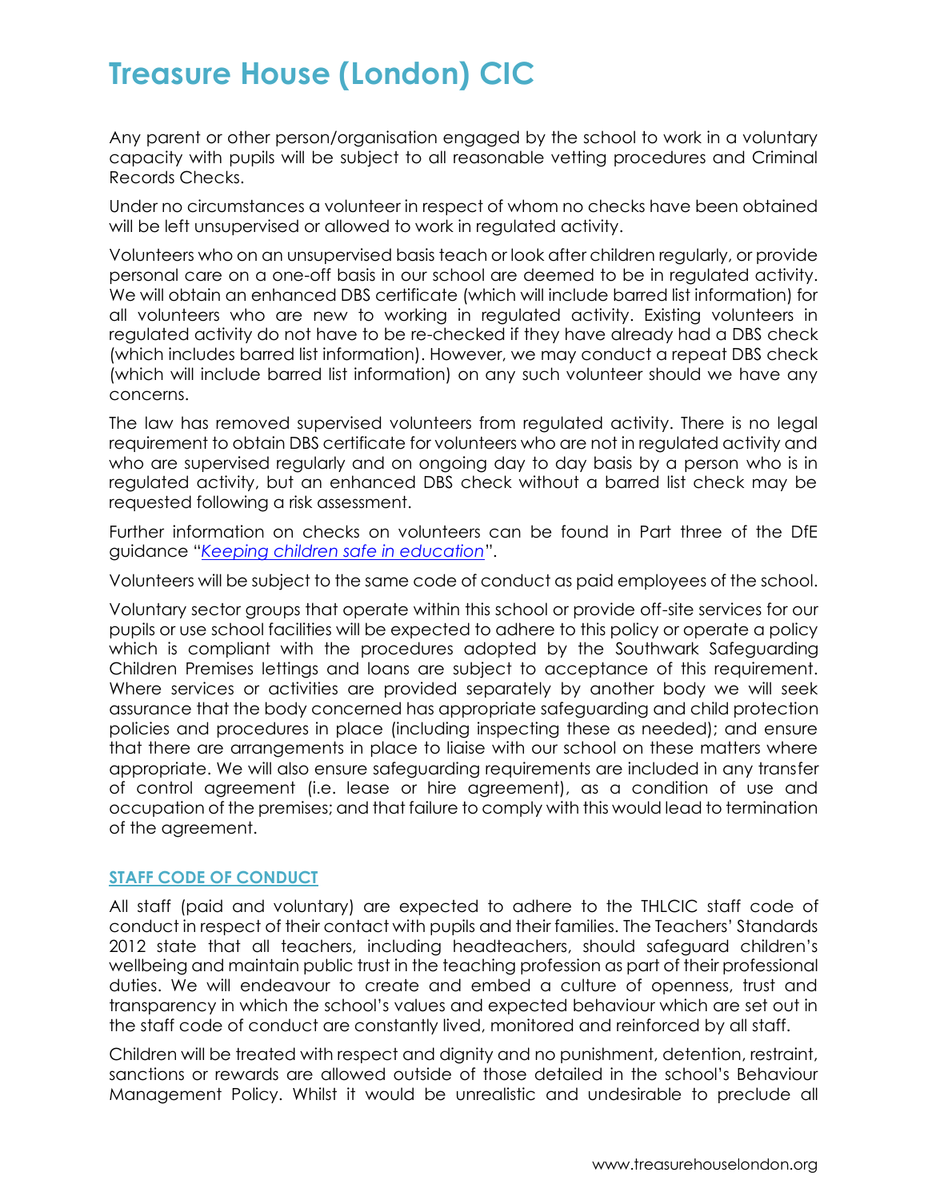Any parent or other person/organisation engaged by the school to work in a voluntary capacity with pupils will be subject to all reasonable vetting procedures and Criminal Records Checks.

Under no circumstances a volunteer in respect of whom no checks have been obtained will be left unsupervised or allowed to work in regulated activity.

Volunteers who on an unsupervised basis teach or look after children regularly, or provide personal care on a one-off basis in our school are deemed to be in regulated activity. We will obtain an enhanced DBS certificate (which will include barred list information) for all volunteers who are new to working in regulated activity. Existing volunteers in regulated activity do not have to be re-checked if they have already had a DBS check (which includes barred list information). However, we may conduct a repeat DBS check (which will include barred list information) on any such volunteer should we have any concerns.

The law has removed supervised volunteers from regulated activity. There is no legal requirement to obtain DBS certificate for volunteers who are not in regulated activity and who are supervised regularly and on ongoing day to day basis by a person who is in regulated activity, but an enhanced DBS check without a barred list check may be requested following a risk assessment.

Further information on checks on volunteers can be found in Part three of the DfE guidance "*Keeping children safe in education*".

Volunteers will be subject to the same code of conduct as paid employees of the school.

Voluntary sector groups that operate within this school or provide off-site services for our pupils or use school facilities will be expected to adhere to this policy or operate a policy which is compliant with the procedures adopted by the Southwark Safeguarding Children Premises lettings and loans are subject to acceptance of this requirement. Where services or activities are provided separately by another body we will seek assurance that the body concerned has appropriate safeguarding and child protection policies and procedures in place (including inspecting these as needed); and ensure that there are arrangements in place to liaise with our school on these matters where appropriate. We will also ensure safeguarding requirements are included in any transfer of control agreement (i.e. lease or hire agreement), as a condition of use and occupation of the premises; and that failure to comply with this would lead to termination of the agreement.

## STAFF CODE OF CONDUCT

All staff (paid and voluntary) are expected to adhere to the THLCIC staff code of conduct in respect of their contact with pupils and their families. The Teachers' Standards 2012 state that all teachers, including headteachers, should safeguard children's wellbeing and maintain public trust in the teaching profession as part of their professional duties. We will endeavour to create and embed a culture of openness, trust and transparency in which the school's values and expected behaviour which are set out in the staff code of conduct are constantly lived, monitored and reinforced by all staff.

Children will be treated with respect and dignity and no punishment, detention, restraint, sanctions or rewards are allowed outside of those detailed in the school's Behaviour Management Policy. Whilst it would be unrealistic and undesirable to preclude all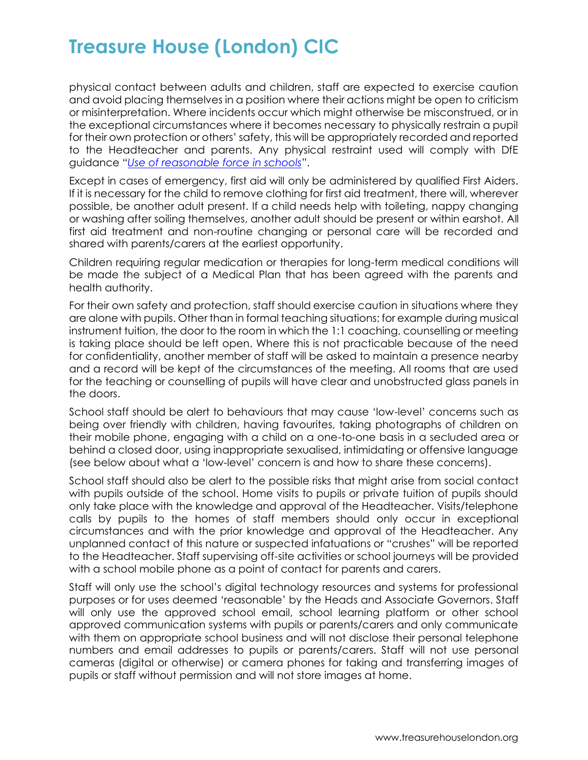physical contact between adults and children, staff are expected to exercise caution and avoid placing themselves in a position where their actions might be open to criticism or misinterpretation. Where incidents occur which might otherwise be misconstrued, or in the exceptional circumstances where it becomes necessary to physically restrain a pupil for their own protection or others' safety, this will be appropriately recorded and reported to the Headteacher and parents. Any physical restraint used will comply with DfE guidance "*Use of reasonable force in schools*".

Except in cases of emergency, first aid will only be administered by qualified First Aiders. If it is necessary for the child to remove clothing for first aid treatment, there will, wherever possible, be another adult present. If a child needs help with toileting, nappy changing or washing after soiling themselves, another adult should be present or within earshot. All first aid treatment and non-routine changing or personal care will be recorded and shared with parents/carers at the earliest opportunity.

Children requiring regular medication or therapies for long-term medical conditions will be made the subject of a Medical Plan that has been agreed with the parents and health authority.

For their own safety and protection, staff should exercise caution in situations where they are alone with pupils. Other than in formal teaching situations; for example during musical instrument tuition, the door to the room in which the 1:1 coaching, counselling or meeting is taking place should be left open. Where this is not practicable because of the need for confidentiality, another member of staff will be asked to maintain a presence nearby and a record will be kept of the circumstances of the meeting. All rooms that are used for the teaching or counselling of pupils will have clear and unobstructed glass panels in the doors.

School staff should be alert to behaviours that may cause 'low-level' concerns such as being over friendly with children, having favourites, taking photographs of children on their mobile phone, engaging with a child on a one-to-one basis in a secluded area or behind a closed door, using inappropriate sexualised, intimidating or offensive language (see below about what a 'low-level' concern is and how to share these concerns).

School staff should also be alert to the possible risks that might arise from social contact with pupils outside of the school. Home visits to pupils or private tuition of pupils should only take place with the knowledge and approval of the Headteacher. Visits/telephone calls by pupils to the homes of staff members should only occur in exceptional circumstances and with the prior knowledge and approval of the Headteacher. Any unplanned contact of this nature or suspected infatuations or "crushes" will be reported to the Headteacher. Staff supervising off-site activities or school journeys will be provided with a school mobile phone as a point of contact for parents and carers.

Staff will only use the school's digital technology resources and systems for professional purposes or for uses deemed 'reasonable' by the Heads and Associate Governors. Staff will only use the approved school email, school learning platform or other school approved communication systems with pupils or parents/carers and only communicate with them on appropriate school business and will not disclose their personal telephone numbers and email addresses to pupils or parents/carers. Staff will not use personal cameras (digital or otherwise) or camera phones for taking and transferring images of pupils or staff without permission and will not store images at home.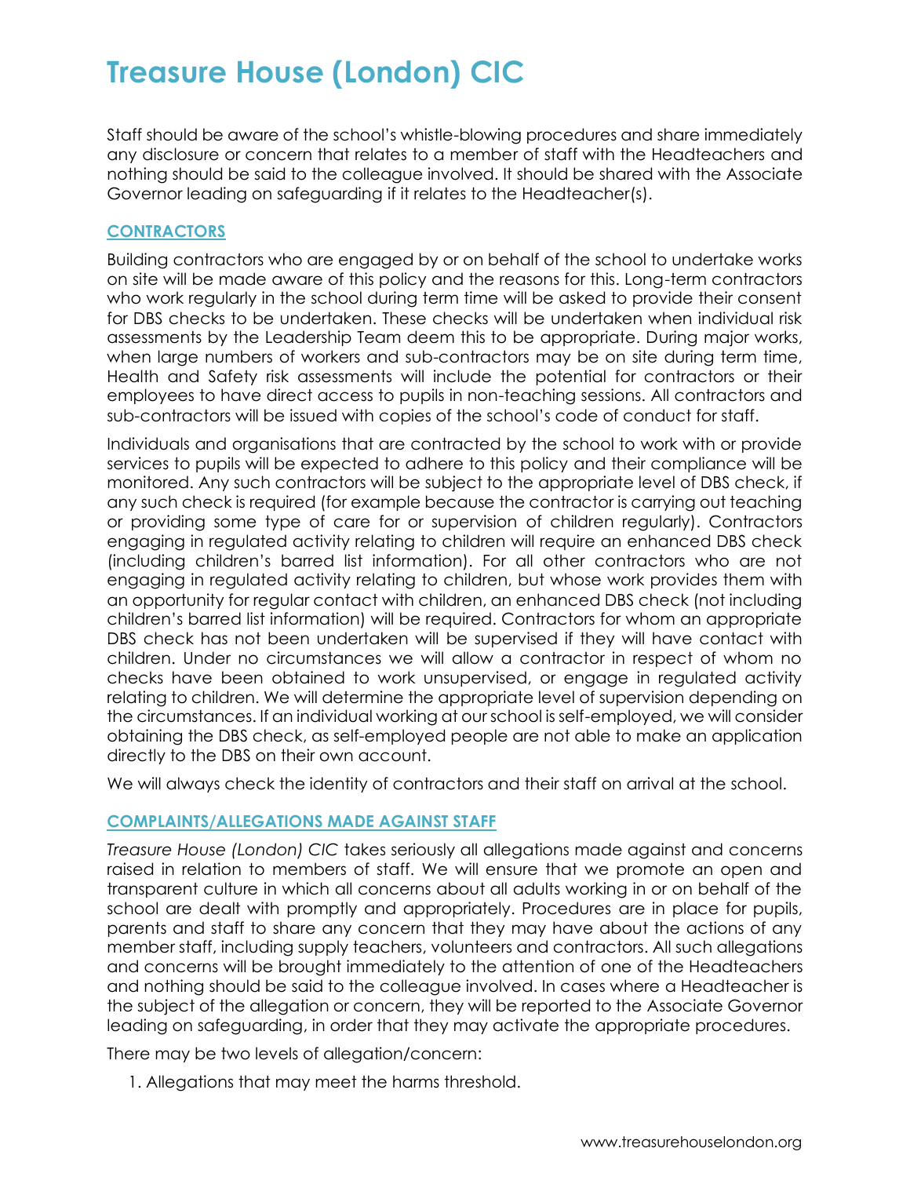# Treasure House (London) CIC

Staff should be aware of the school's whistle-blowing procedures and share immediately any disclosure or concern that relates to a member of staff with the Headteachers and nothing should be said to the colleague involved. It should be shared with the Associate Governor leading on safeguarding if it relates to the Headteacher(s).

## CONTRACTORS

Building contractors who are engaged by or on behalf of the school to undertake works on site will be made aware of this policy and the reasons for this. Long-term contractors who work regularly in the school during term time will be asked to provide their consent for DBS checks to be undertaken. These checks will be undertaken when individual risk assessments by the Leadership Team deem this to be appropriate. During major works, when large numbers of workers and sub-contractors may be on site during term time, Health and Safety risk assessments will include the potential for contractors or their employees to have direct access to pupils in non-teaching sessions. All contractors and sub-contractors will be issued with copies of the school's code of conduct for staff.

Individuals and organisations that are contracted by the school to work with or provide services to pupils will be expected to adhere to this policy and their compliance will be monitored. Any such contractors will be subject to the appropriate level of DBS check, if any such check is required (for example because the contractor is carrying out teaching or providing some type of care for or supervision of children regularly). Contractors engaging in regulated activity relating to children will require an enhanced DBS check (including children's barred list information). For all other contractors who are not engaging in regulated activity relating to children, but whose work provides them with an opportunity for regular contact with children, an enhanced DBS check (not including children's barred list information) will be required. Contractors for whom an appropriate DBS check has not been undertaken will be supervised if they will have contact with children. Under no circumstances we will allow a contractor in respect of whom no checks have been obtained to work unsupervised, or engage in regulated activity relating to children. We will determine the appropriate level of supervision depending on the circumstances. If an individual working at our school is self-employed, we will consider obtaining the DBS check, as self-employed people are not able to make an application directly to the DBS on their own account.

We will always check the identity of contractors and their staff on arrival at the school.

## COMPLAINTS/ALLEGATIONS MADE AGAINST STAFF

*Treasure House (London) CIC* takes seriously all allegations made against and concerns raised in relation to members of staff. We will ensure that we promote an open and transparent culture in which all concerns about all adults working in or on behalf of the school are dealt with promptly and appropriately. Procedures are in place for pupils, parents and staff to share any concern that they may have about the actions of any member staff, including supply teachers, volunteers and contractors. All such allegations and concerns will be brought immediately to the attention of one of the Headteachers and nothing should be said to the colleague involved. In cases where a Headteacher is the subject of the allegation or concern, they will be reported to the Associate Governor leading on safeguarding, in order that they may activate the appropriate procedures.

There may be two levels of allegation/concern:

1. Allegations that may meet the harms threshold.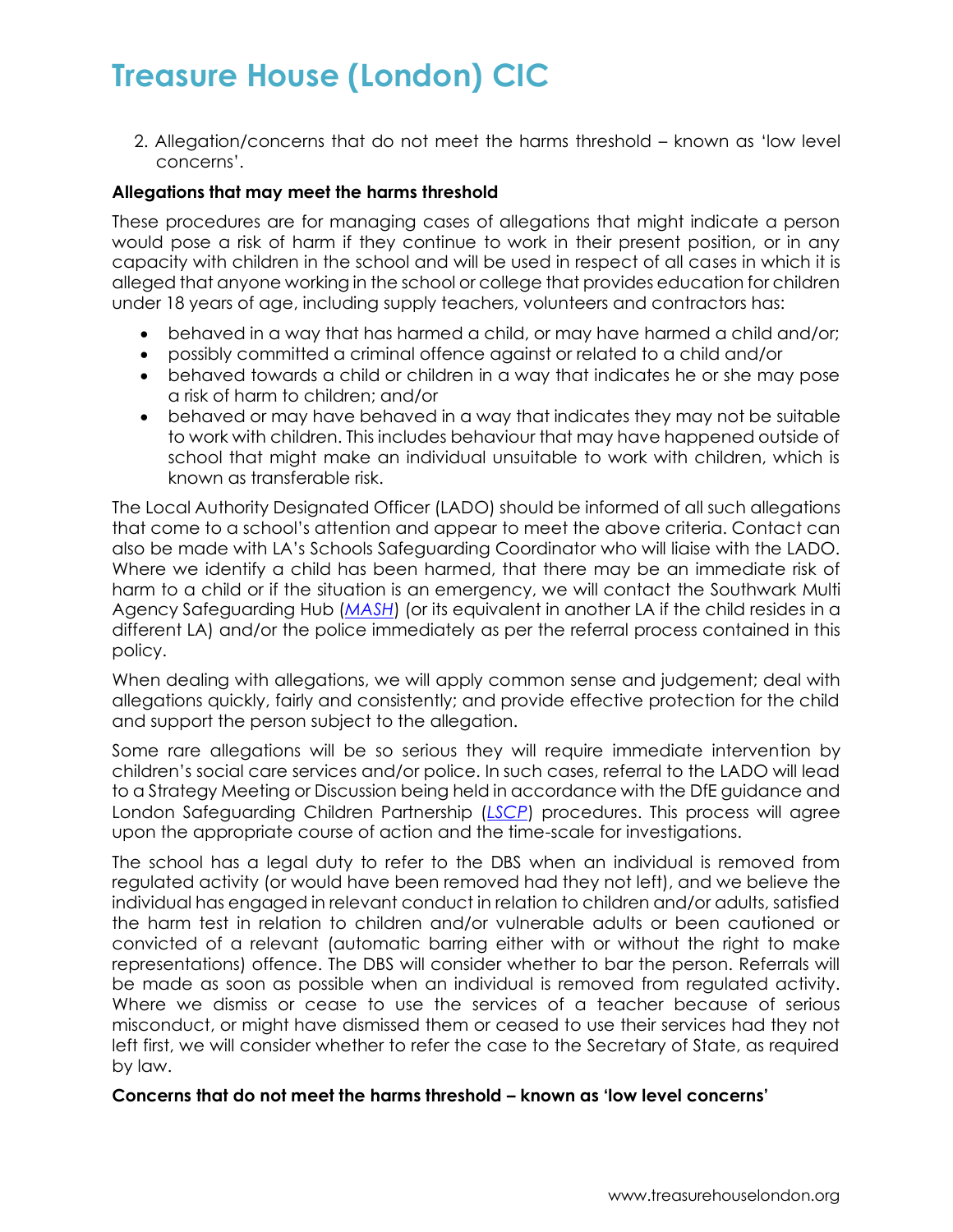2. Allegation/concerns that do not meet the harms threshold – known as 'low level concerns'.

**Allegations that may meet the harms threshold**

These procedures are for managing cases of allegations that might indicate a person would pose a risk of harm if they continue to work in their present position, or in any capacity with children in the school and will be used in respect of all cases in which it is alleged that anyone working in the school or college that provides education for children under 18 years of age, including supply teachers, volunteers and contractors has:

- behaved in a way that has harmed a child, or may have harmed a child and/or;
- possibly committed a criminal offence against or related to a child and/or
- behaved towards a child or children in a way that indicates he or she may pose a risk of harm to children; and/or
- behaved or may have behaved in a way that indicates they may not be suitable to work with children. This includes behaviour that may have happened outside of school that might make an individual unsuitable to work with children, which is known as transferable risk.

The Local Authority Designated Officer (LADO) should be informed of all such allegations that come to a school's attention and appear to meet the above criteria. Contact can also be made with LA's Schools Safeguarding Coordinator who will liaise with the LADO. Where we identify a child has been harmed, that there may be an immediate risk of harm to a child or if the situation is an emergency, we will contact the Southwark Multi Agency Safeguarding Hub (*MASH*) (or its equivalent in another LA if the child resides in a different LA) and/or the police immediately as per the referral process contained in this policy.

When dealing with allegations, we will apply common sense and judgement; deal with allegations quickly, fairly and consistently; and provide effective protection for the child and support the person subject to the allegation.

Some rare allegations will be so serious they will require immediate intervention by children's social care services and/or police. In such cases, referral to the LADO will lead to a Strategy Meeting or Discussion being held in accordance with the DfE guidance and London Safeguarding Children Partnership (*LSCP*) procedures. This process will agree upon the appropriate course of action and the time-scale for investigations.

The school has a legal duty to refer to the DBS when an individual is removed from regulated activity (or would have been removed had they not left), and we believe the individual has engaged in relevant conduct in relation to children and/or adults, satisfied the harm test in relation to children and/or vulnerable adults or been cautioned or convicted of a relevant (automatic barring either with or without the right to make representations) offence. The DBS will consider whether to bar the person. Referrals will be made as soon as possible when an individual is removed from regulated activity. Where we dismiss or cease to use the services of a teacher because of serious misconduct, or might have dismissed them or ceased to use their services had they not left first, we will consider whether to refer the case to the Secretary of State, as required by law.

**Concerns that do not meet the harms threshold – known as 'low level concerns'**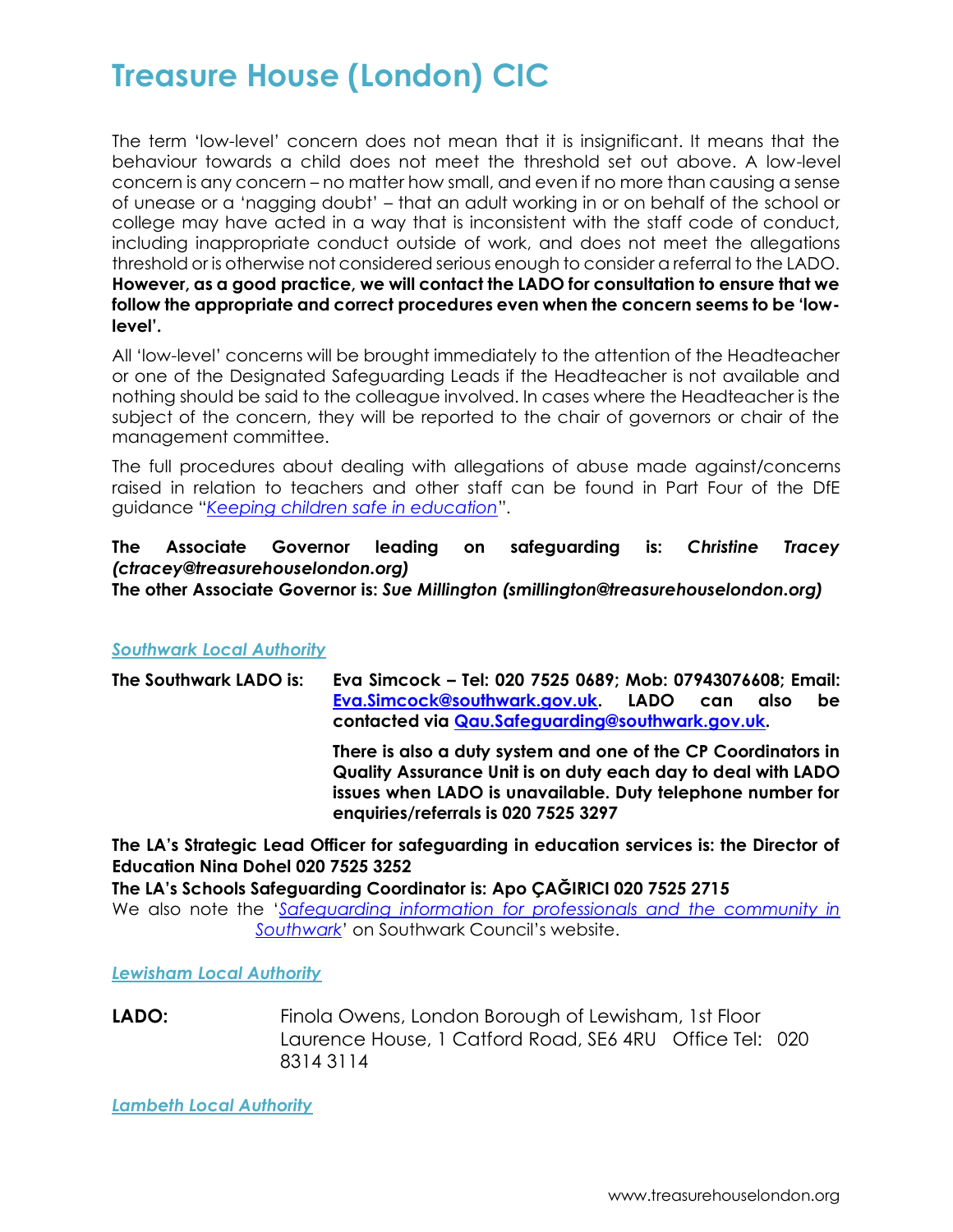# Treasure House (London) CIC

The term 'low-level' concern does not mean that it is insignificant. It means that the behaviour towards a child does not meet the threshold set out above. A low-level concern is any concern – no matter how small, and even if no more than causing a sense of unease or a 'nagging doubt' – that an adult working in or on behalf of the school or college may have acted in a way that is inconsistent with the staff code of conduct, including inappropriate conduct outside of work, and does not meet the allegations threshold or is otherwise not considered serious enough to consider a referral to the LADO. **However, as a good practice, we will contact the LADO for consultation to ensure that we follow the appropriate and correct procedures even when the concern seems to be 'low-level'.**

All 'low-level' concerns will be brought immediately to the attention of the Headteacher or one of the Designated Safeguarding Leads if the Headteacher is not available and nothing should be said to the colleague involved. In cases where the Headteacher is the subject of the concern, they will be reported to the chair of governors or chair of the management committee.

The full procedures about dealing with allegations of abuse made against/concerns raised in relation to teachers and other staff can be found in Part Four of the DfE guidance "*Keeping children safe in education*".

**The Associate Governor leading on safeguarding is:** ***Christine Tracey (ctracey@treasurehouselondon.org)***
**The other Associate Governor is:** ***Sue Millington (smillington@treasurehouselondon.org)***

***Southwark Local Authority***

**The Southwark LADO is:** **Eva Simcock – Tel: 020 7525 0689; Mob: 07943076608; Email: Eva.Simcock@southwark.gov.uk. LADO can also be contacted via Qau.Safeguarding@southwark.gov.uk.**

**There is also a duty system and one of the CP Coordinators in Quality Assurance Unit is on duty each day to deal with LADO issues when LADO is unavailable. Duty telephone number for enquiries/referrals is 020 7525 3297**

**The LA's Strategic Lead Officer for safeguarding in education services is: the Director of Education Nina Dohel 020 7525 3252**
**The LA's Schools Safeguarding Coordinator is: Apo ÇAĞIRICI 020 7525 2715**
We also note the '*Safeguarding information for professionals and the community in Southwark*' on Southwark Council's website.

***Lewisham Local Authority***

**LADO:** Finola Owens, London Borough of Lewisham, 1st Floor Laurence House, 1 Catford Road, SE6 4RU Office Tel: 020 8314 3114

***Lambeth Local Authority***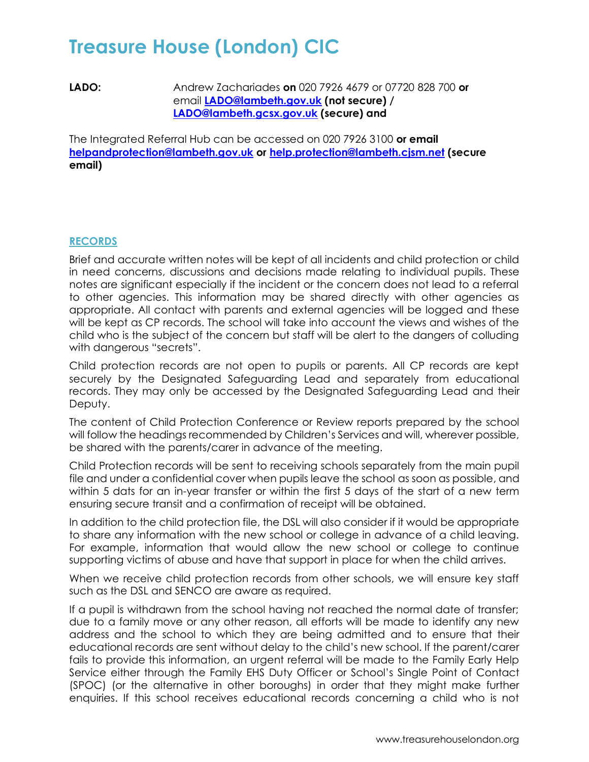# Treasure House (London) CIC

**LADO:** Andrew Zachariades **on** 020 7926 4679 or 07720 828 700 **or** email **LADO@lambeth.gov.uk (not secure) / LADO@lambeth.gcsx.gov.uk (secure) and**

The Integrated Referral Hub can be accessed on 020 7926 3100 **or email helpandprotection@lambeth.gov.uk or help.protection@lambeth.cjsm.net (secure email)**

## RECORDS

Brief and accurate written notes will be kept of all incidents and child protection or child in need concerns, discussions and decisions made relating to individual pupils. These notes are significant especially if the incident or the concern does not lead to a referral to other agencies. This information may be shared directly with other agencies as appropriate. All contact with parents and external agencies will be logged and these will be kept as CP records. The school will take into account the views and wishes of the child who is the subject of the concern but staff will be alert to the dangers of colluding with dangerous "secrets".

Child protection records are not open to pupils or parents. All CP records are kept securely by the Designated Safeguarding Lead and separately from educational records. They may only be accessed by the Designated Safeguarding Lead and their Deputy.

The content of Child Protection Conference or Review reports prepared by the school will follow the headings recommended by Children's Services and will, wherever possible, be shared with the parents/carer in advance of the meeting.

Child Protection records will be sent to receiving schools separately from the main pupil file and under a confidential cover when pupils leave the school as soon as possible, and within 5 dats for an in-year transfer or within the first 5 days of the start of a new term ensuring secure transit and a confirmation of receipt will be obtained.

In addition to the child protection file, the DSL will also consider if it would be appropriate to share any information with the new school or college in advance of a child leaving. For example, information that would allow the new school or college to continue supporting victims of abuse and have that support in place for when the child arrives.

When we receive child protection records from other schools, we will ensure key staff such as the DSL and SENCO are aware as required.

If a pupil is withdrawn from the school having not reached the normal date of transfer; due to a family move or any other reason, all efforts will be made to identify any new address and the school to which they are being admitted and to ensure that their educational records are sent without delay to the child's new school. If the parent/carer fails to provide this information, an urgent referral will be made to the Family Early Help Service either through the Family EHS Duty Officer or School's Single Point of Contact (SPOC) (or the alternative in other boroughs) in order that they might make further enquiries. If this school receives educational records concerning a child who is not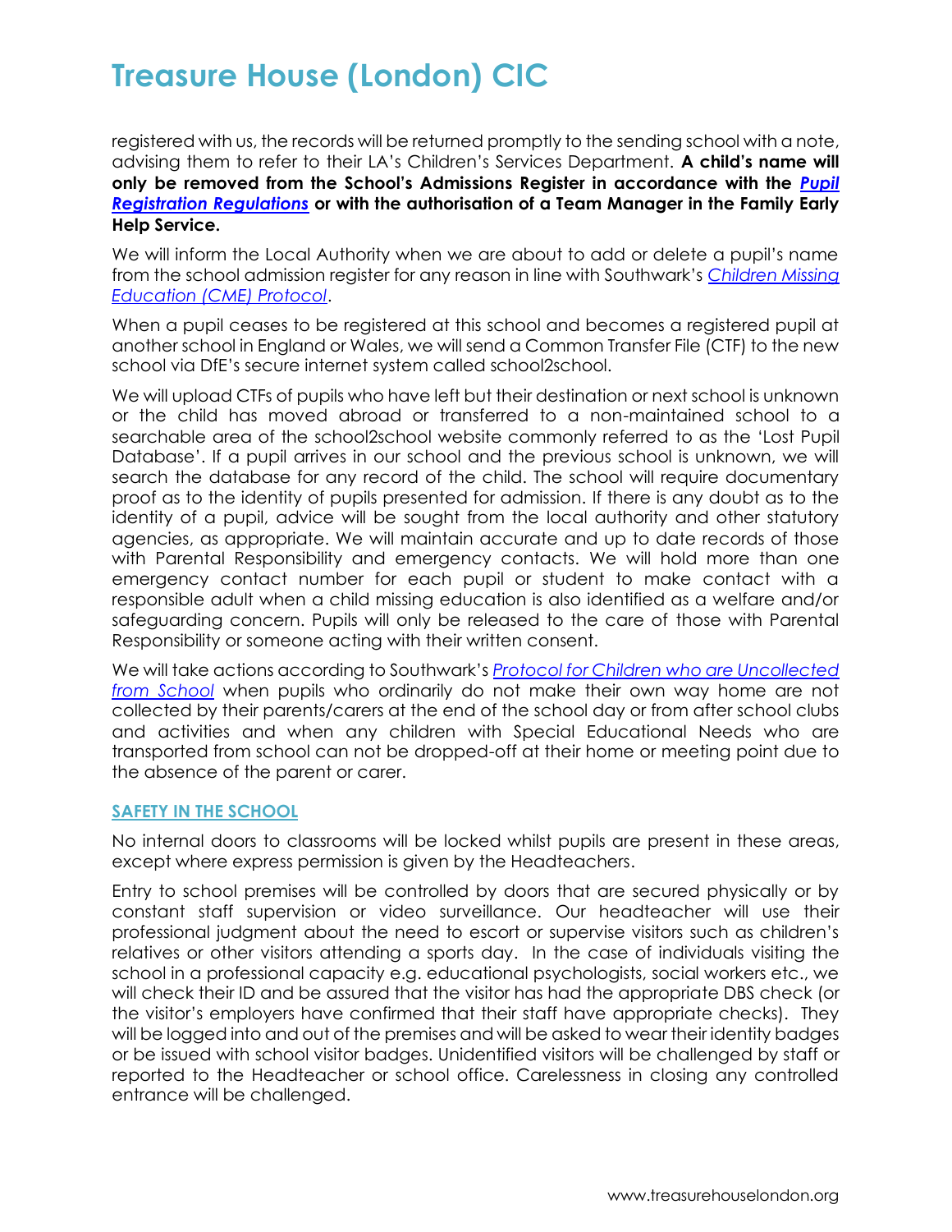registered with us, the records will be returned promptly to the sending school with a note, advising them to refer to their LA's Children's Services Department. **A child's name will only be removed from the School's Admissions Register in accordance with the *Pupil Registration Regulations* or with the authorisation of a Team Manager in the Family Early Help Service.**

We will inform the Local Authority when we are about to add or delete a pupil's name from the school admission register for any reason in line with Southwark's *Children Missing Education (CME) Protocol*.

When a pupil ceases to be registered at this school and becomes a registered pupil at another school in England or Wales, we will send a Common Transfer File (CTF) to the new school via DfE's secure internet system called school2school.

We will upload CTFs of pupils who have left but their destination or next school is unknown or the child has moved abroad or transferred to a non-maintained school to a searchable area of the school2school website commonly referred to as the 'Lost Pupil Database'. If a pupil arrives in our school and the previous school is unknown, we will search the database for any record of the child. The school will require documentary proof as to the identity of pupils presented for admission. If there is any doubt as to the identity of a pupil, advice will be sought from the local authority and other statutory agencies, as appropriate. We will maintain accurate and up to date records of those with Parental Responsibility and emergency contacts. We will hold more than one emergency contact number for each pupil or student to make contact with a responsible adult when a child missing education is also identified as a welfare and/or safeguarding concern. Pupils will only be released to the care of those with Parental Responsibility or someone acting with their written consent.

We will take actions according to Southwark's *Protocol for Children who are Uncollected from School* when pupils who ordinarily do not make their own way home are not collected by their parents/carers at the end of the school day or from after school clubs and activities and when any children with Special Educational Needs who are transported from school can not be dropped-off at their home or meeting point due to the absence of the parent or carer.

## SAFETY IN THE SCHOOL

No internal doors to classrooms will be locked whilst pupils are present in these areas, except where express permission is given by the Headteachers.

Entry to school premises will be controlled by doors that are secured physically or by constant staff supervision or video surveillance. Our headteacher will use their professional judgment about the need to escort or supervise visitors such as children's relatives or other visitors attending a sports day. In the case of individuals visiting the school in a professional capacity e.g. educational psychologists, social workers etc., we will check their ID and be assured that the visitor has had the appropriate DBS check (or the visitor's employers have confirmed that their staff have appropriate checks). They will be logged into and out of the premises and will be asked to wear their identity badges or be issued with school visitor badges. Unidentified visitors will be challenged by staff or reported to the Headteacher or school office. Carelessness in closing any controlled entrance will be challenged.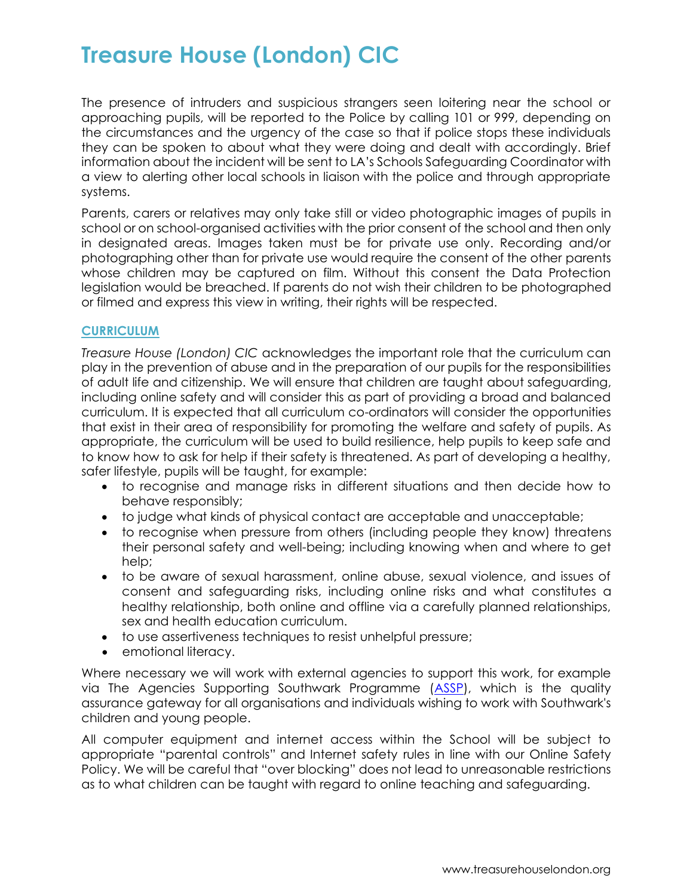The presence of intruders and suspicious strangers seen loitering near the school or approaching pupils, will be reported to the Police by calling 101 or 999, depending on the circumstances and the urgency of the case so that if police stops these individuals they can be spoken to about what they were doing and dealt with accordingly. Brief information about the incident will be sent to LA's Schools Safeguarding Coordinator with a view to alerting other local schools in liaison with the police and through appropriate systems.

Parents, carers or relatives may only take still or video photographic images of pupils in school or on school-organised activities with the prior consent of the school and then only in designated areas. Images taken must be for private use only. Recording and/or photographing other than for private use would require the consent of the other parents whose children may be captured on film. Without this consent the Data Protection legislation would be breached. If parents do not wish their children to be photographed or filmed and express this view in writing, their rights will be respected.

### CURRICULUM

*Treasure House (London) CIC* acknowledges the important role that the curriculum can play in the prevention of abuse and in the preparation of our pupils for the responsibilities of adult life and citizenship. We will ensure that children are taught about safeguarding, including online safety and will consider this as part of providing a broad and balanced curriculum. It is expected that all curriculum co-ordinators will consider the opportunities that exist in their area of responsibility for promoting the welfare and safety of pupils. As appropriate, the curriculum will be used to build resilience, help pupils to keep safe and to know how to ask for help if their safety is threatened. As part of developing a healthy, safer lifestyle, pupils will be taught, for example:

- to recognise and manage risks in different situations and then decide how to behave responsibly;
- to judge what kinds of physical contact are acceptable and unacceptable;
- to recognise when pressure from others (including people they know) threatens their personal safety and well-being; including knowing when and where to get help;
- to be aware of sexual harassment, online abuse, sexual violence, and issues of consent and safeguarding risks, including online risks and what constitutes a healthy relationship, both online and offline via a carefully planned relationships, sex and health education curriculum.
- to use assertiveness techniques to resist unhelpful pressure;
- emotional literacy.

Where necessary we will work with external agencies to support this work, for example via The Agencies Supporting Southwark Programme (ASSP), which is the quality assurance gateway for all organisations and individuals wishing to work with Southwark's children and young people.

All computer equipment and internet access within the School will be subject to appropriate "parental controls" and Internet safety rules in line with our Online Safety Policy. We will be careful that "over blocking" does not lead to unreasonable restrictions as to what children can be taught with regard to online teaching and safeguarding.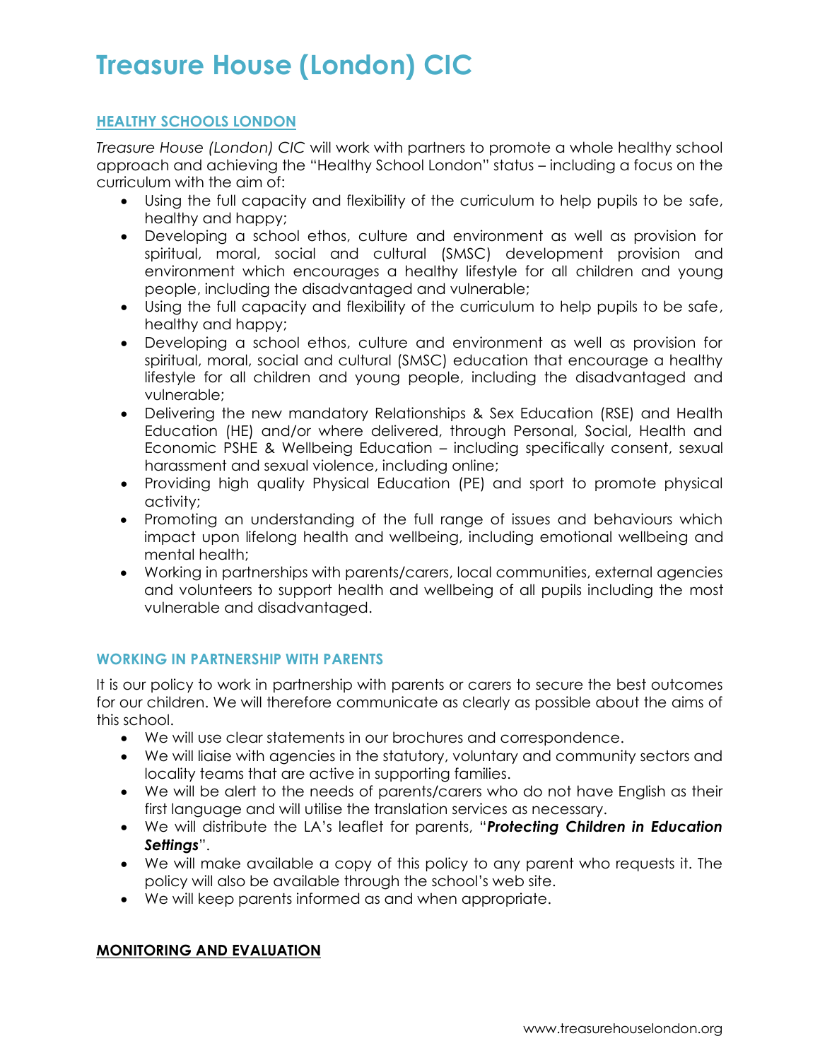# Treasure House (London) CIC

## HEALTHY SCHOOLS LONDON

*Treasure House (London) CIC* will work with partners to promote a whole healthy school approach and achieving the "Healthy School London" status – including a focus on the curriculum with the aim of:

- Using the full capacity and flexibility of the curriculum to help pupils to be safe, healthy and happy;
- Developing a school ethos, culture and environment as well as provision for spiritual, moral, social and cultural (SMSC) development provision and environment which encourages a healthy lifestyle for all children and young people, including the disadvantaged and vulnerable;
- Using the full capacity and flexibility of the curriculum to help pupils to be safe, healthy and happy;
- Developing a school ethos, culture and environment as well as provision for spiritual, moral, social and cultural (SMSC) education that encourage a healthy lifestyle for all children and young people, including the disadvantaged and vulnerable;
- Delivering the new mandatory Relationships & Sex Education (RSE) and Health Education (HE) and/or where delivered, through Personal, Social, Health and Economic PSHE & Wellbeing Education – including specifically consent, sexual harassment and sexual violence, including online;
- Providing high quality Physical Education (PE) and sport to promote physical activity;
- Promoting an understanding of the full range of issues and behaviours which impact upon lifelong health and wellbeing, including emotional wellbeing and mental health;
- Working in partnerships with parents/carers, local communities, external agencies and volunteers to support health and wellbeing of all pupils including the most vulnerable and disadvantaged.

### WORKING IN PARTNERSHIP WITH PARENTS

It is our policy to work in partnership with parents or carers to secure the best outcomes for our children. We will therefore communicate as clearly as possible about the aims of this school.

- We will use clear statements in our brochures and correspondence.
- We will liaise with agencies in the statutory, voluntary and community sectors and locality teams that are active in supporting families.
- We will be alert to the needs of parents/carers who do not have English as their first language and will utilise the translation services as necessary.
- We will distribute the LA's leaflet for parents, "***Protecting Children in Education Settings***".
- We will make available a copy of this policy to any parent who requests it. The policy will also be available through the school's web site.
- We will keep parents informed as and when appropriate.

## MONITORING AND EVALUATION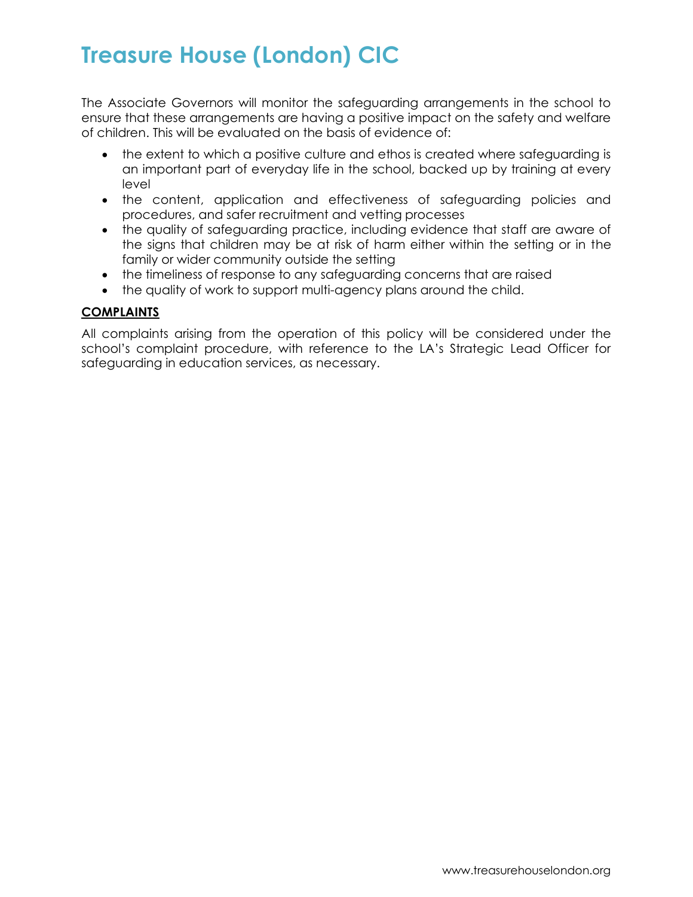The Associate Governors will monitor the safeguarding arrangements in the school to ensure that these arrangements are having a positive impact on the safety and welfare of children. This will be evaluated on the basis of evidence of:

- the extent to which a positive culture and ethos is created where safeguarding is an important part of everyday life in the school, backed up by training at every level
- the content, application and effectiveness of safeguarding policies and procedures, and safer recruitment and vetting processes
- the quality of safeguarding practice, including evidence that staff are aware of the signs that children may be at risk of harm either within the setting or in the family or wider community outside the setting
- the timeliness of response to any safeguarding concerns that are raised
- the quality of work to support multi-agency plans around the child.

**COMPLAINTS**

All complaints arising from the operation of this policy will be considered under the school's complaint procedure, with reference to the LA's Strategic Lead Officer for safeguarding in education services, as necessary.